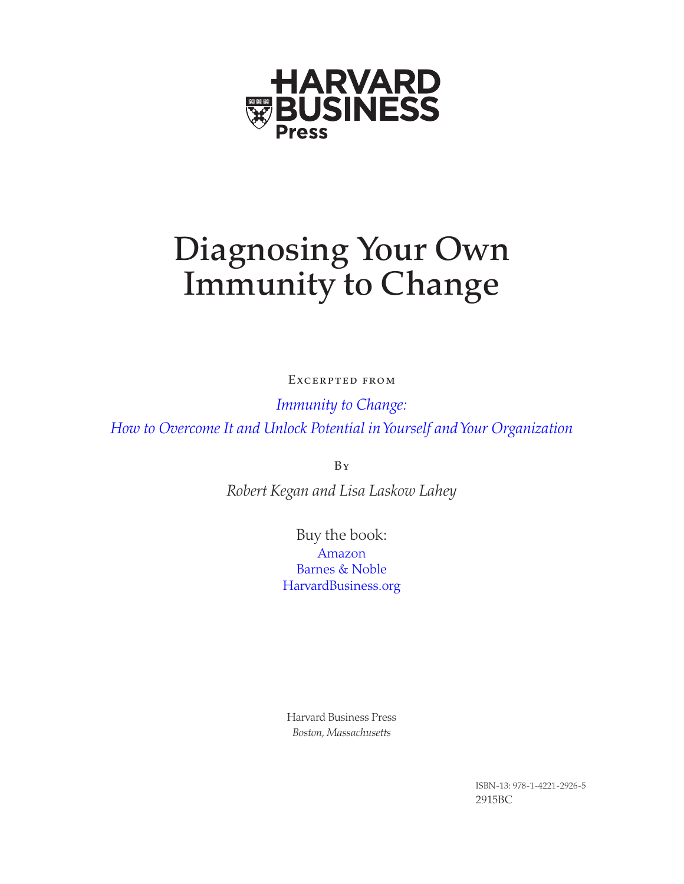HARVARD BUSINESS Press

# Diagnosing Your Own Immunity to Change

Excerpted from

*Immunity to Change:*
*How to Overcome It and Unlock Potential in Yourself and Your Organization*

By

*Robert Kegan and Lisa Laskow Lahey*

Buy the book:
Amazon
Barnes & Noble
HarvardBusiness.org

Harvard Business Press
*Boston, Massachusetts*

ISBN-13: 978-1-4221-2926-5
2915BC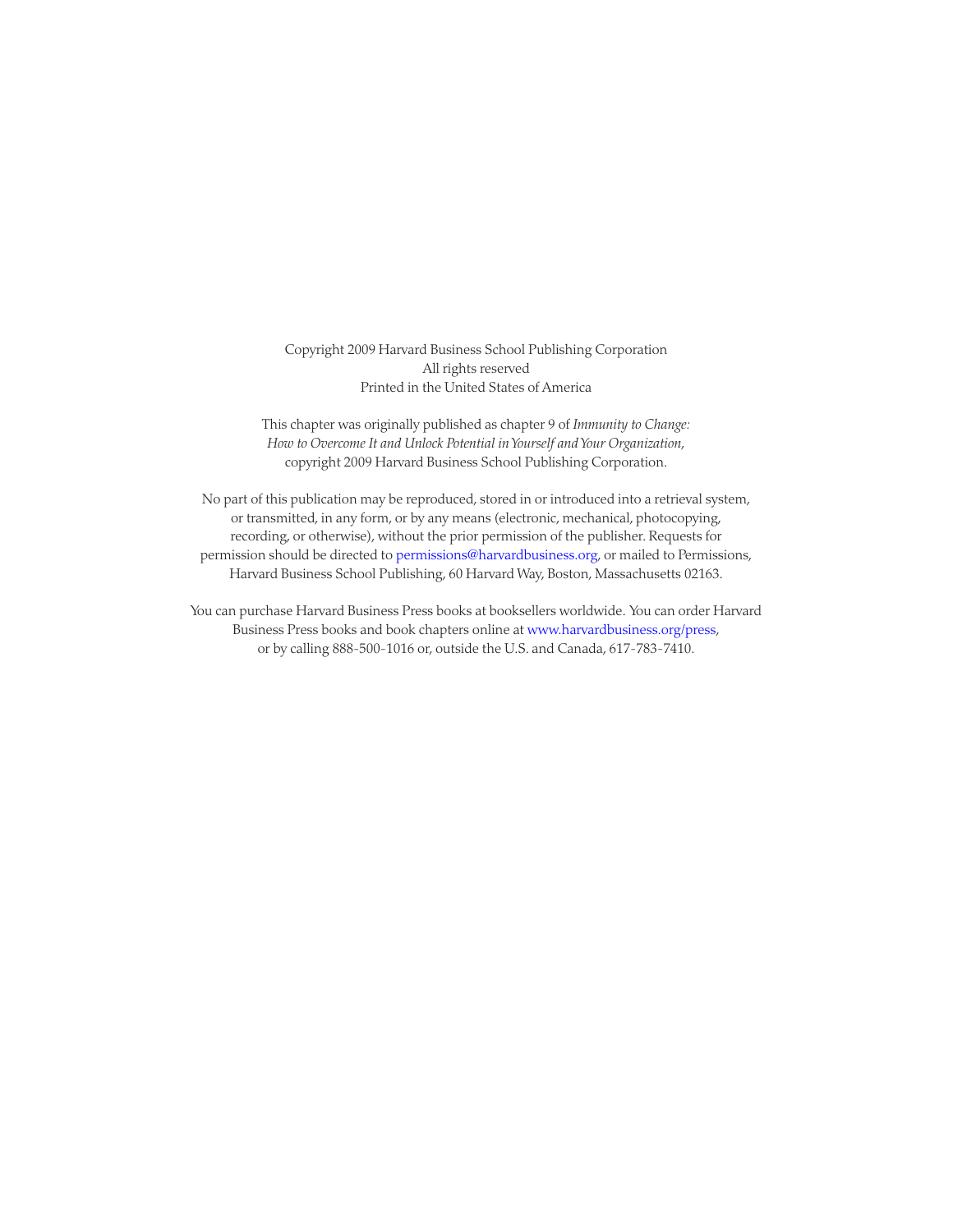Copyright 2009 Harvard Business School Publishing Corporation
All rights reserved
Printed in the United States of America

This chapter was originally published as chapter 9 of *Immunity to Change: How to Overcome It and Unlock Potential in Yourself and Your Organization*, copyright 2009 Harvard Business School Publishing Corporation.

No part of this publication may be reproduced, stored in or introduced into a retrieval system, or transmitted, in any form, or by any means (electronic, mechanical, photocopying, recording, or otherwise), without the prior permission of the publisher. Requests for permission should be directed to permissions@harvardbusiness.org, or mailed to Permissions, Harvard Business School Publishing, 60 Harvard Way, Boston, Massachusetts 02163.

You can purchase Harvard Business Press books at booksellers worldwide. You can order Harvard Business Press books and book chapters online at www.harvardbusiness.org/press, or by calling 888-500-1016 or, outside the U.S. and Canada, 617-783-7410.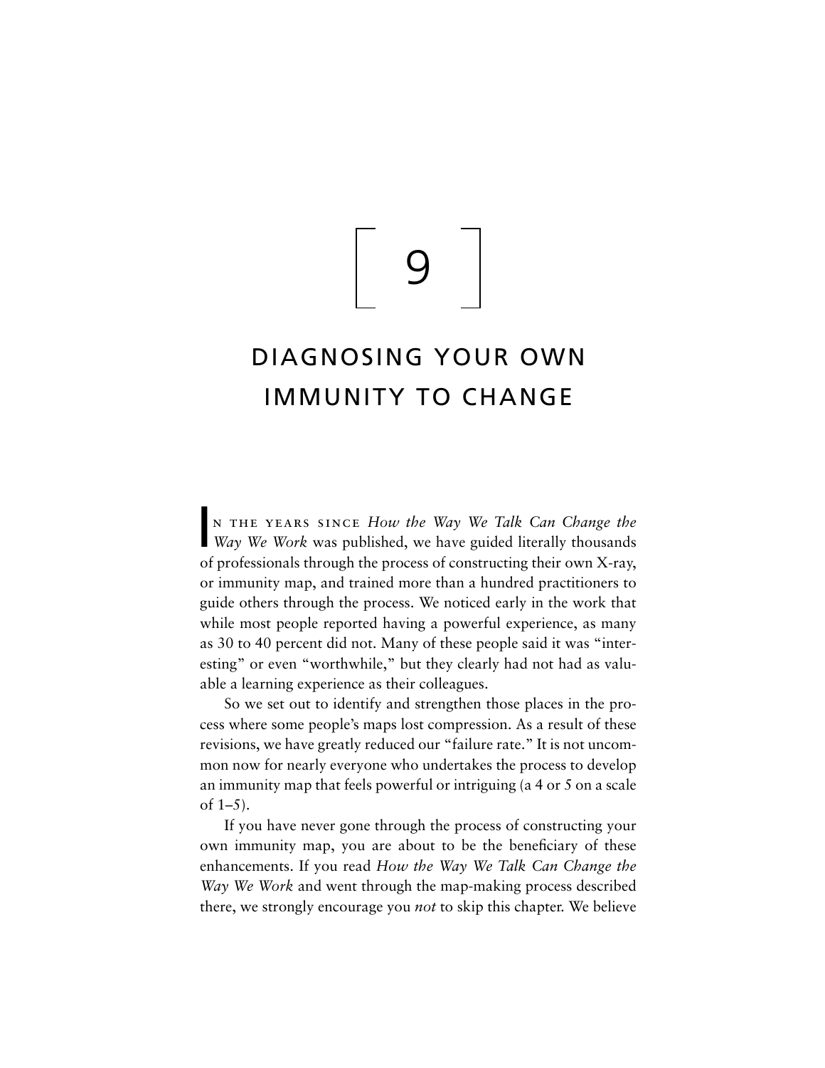# 9

# DIAGNOSING YOUR OWN IMMUNITY TO CHANGE

In the years since *How the Way We Talk Can Change the Way We Work* was published, we have guided literally thousands of professionals through the process of constructing their own X-ray, or immunity map, and trained more than a hundred practitioners to guide others through the process. We noticed early in the work that while most people reported having a powerful experience, as many as 30 to 40 percent did not. Many of these people said it was "interesting" or even "worthwhile," but they clearly had not had as valuable a learning experience as their colleagues.

So we set out to identify and strengthen those places in the process where some people's maps lost compression. As a result of these revisions, we have greatly reduced our "failure rate." It is not uncommon now for nearly everyone who undertakes the process to develop an immunity map that feels powerful or intriguing (a 4 or 5 on a scale of 1–5).

If you have never gone through the process of constructing your own immunity map, you are about to be the beneficiary of these enhancements. If you read *How the Way We Talk Can Change the Way We Work* and went through the map-making process described there, we strongly encourage you *not* to skip this chapter. We believe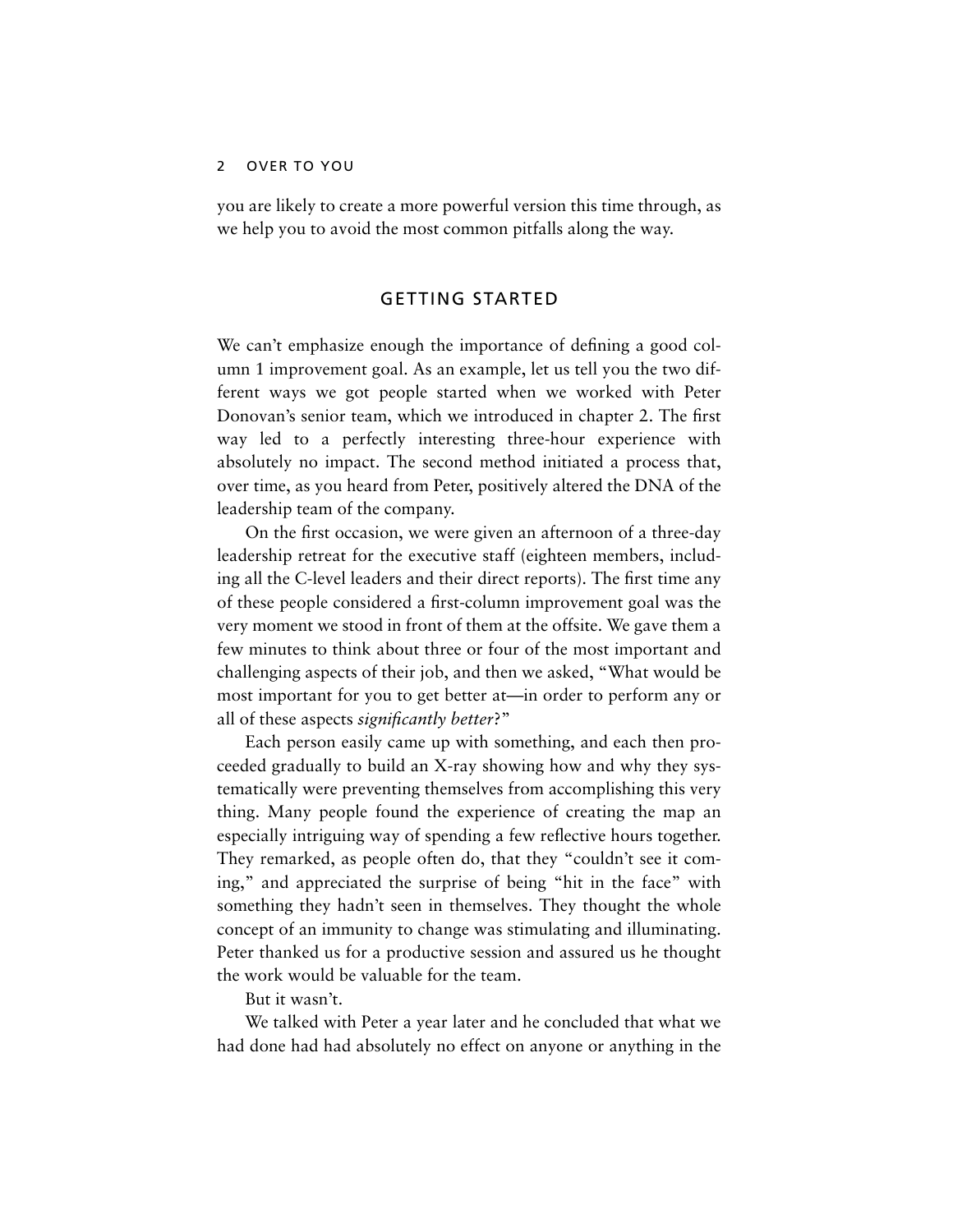you are likely to create a more powerful version this time through, as we help you to avoid the most common pitfalls along the way.

## GETTING STARTED

We can't emphasize enough the importance of defining a good column 1 improvement goal. As an example, let us tell you the two different ways we got people started when we worked with Peter Donovan's senior team, which we introduced in chapter 2. The first way led to a perfectly interesting three-hour experience with absolutely no impact. The second method initiated a process that, over time, as you heard from Peter, positively altered the DNA of the leadership team of the company.

On the first occasion, we were given an afternoon of a three-day leadership retreat for the executive staff (eighteen members, including all the C-level leaders and their direct reports). The first time any of these people considered a first-column improvement goal was the very moment we stood in front of them at the offsite. We gave them a few minutes to think about three or four of the most important and challenging aspects of their job, and then we asked, "What would be most important for you to get better at—in order to perform any or all of these aspects *significantly better*?"

Each person easily came up with something, and each then proceeded gradually to build an X-ray showing how and why they systematically were preventing themselves from accomplishing this very thing. Many people found the experience of creating the map an especially intriguing way of spending a few reflective hours together. They remarked, as people often do, that they "couldn't see it coming," and appreciated the surprise of being "hit in the face" with something they hadn't seen in themselves. They thought the whole concept of an immunity to change was stimulating and illuminating. Peter thanked us for a productive session and assured us he thought the work would be valuable for the team.

But it wasn't.

We talked with Peter a year later and he concluded that what we had done had had absolutely no effect on anyone or anything in the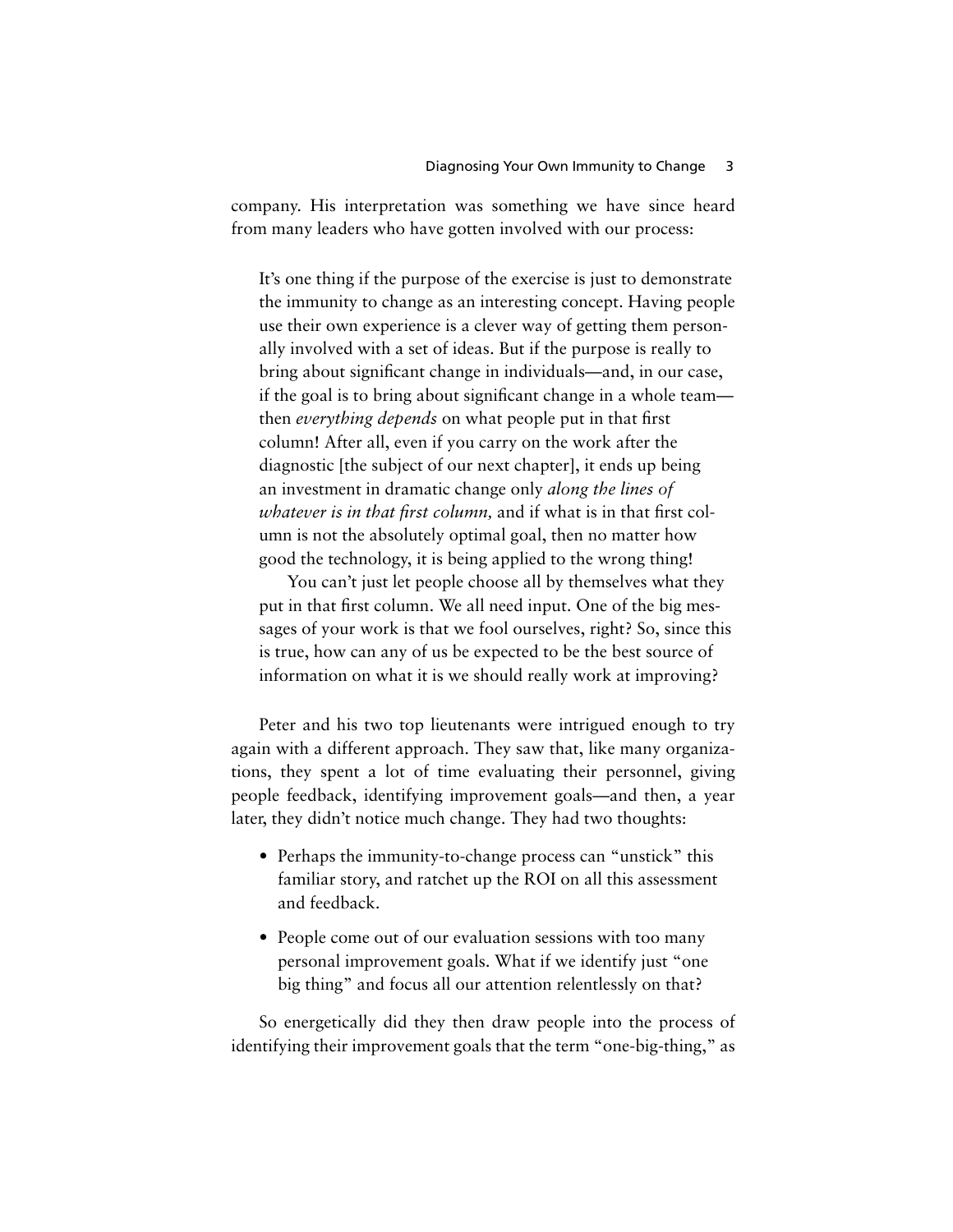company. His interpretation was something we have since heard from many leaders who have gotten involved with our process:

> It's one thing if the purpose of the exercise is just to demonstrate the immunity to change as an interesting concept. Having people use their own experience is a clever way of getting them personally involved with a set of ideas. But if the purpose is really to bring about significant change in individuals—and, in our case, if the goal is to bring about significant change in a whole team—then *everything depends* on what people put in that first column! After all, even if you carry on the work after the diagnostic [the subject of our next chapter], it ends up being an investment in dramatic change only *along the lines of whatever is in that first column,* and if what is in that first column is not the absolutely optimal goal, then no matter how good the technology, it is being applied to the wrong thing!
>
> You can't just let people choose all by themselves what they put in that first column. We all need input. One of the big messages of your work is that we fool ourselves, right? So, since this is true, how can any of us be expected to be the best source of information on what it is we should really work at improving?

Peter and his two top lieutenants were intrigued enough to try again with a different approach. They saw that, like many organizations, they spent a lot of time evaluating their personnel, giving people feedback, identifying improvement goals—and then, a year later, they didn't notice much change. They had two thoughts:

- Perhaps the immunity-to-change process can "unstick" this familiar story, and ratchet up the ROI on all this assessment and feedback.
- People come out of our evaluation sessions with too many personal improvement goals. What if we identify just "one big thing" and focus all our attention relentlessly on that?

So energetically did they then draw people into the process of identifying their improvement goals that the term "one-big-thing," as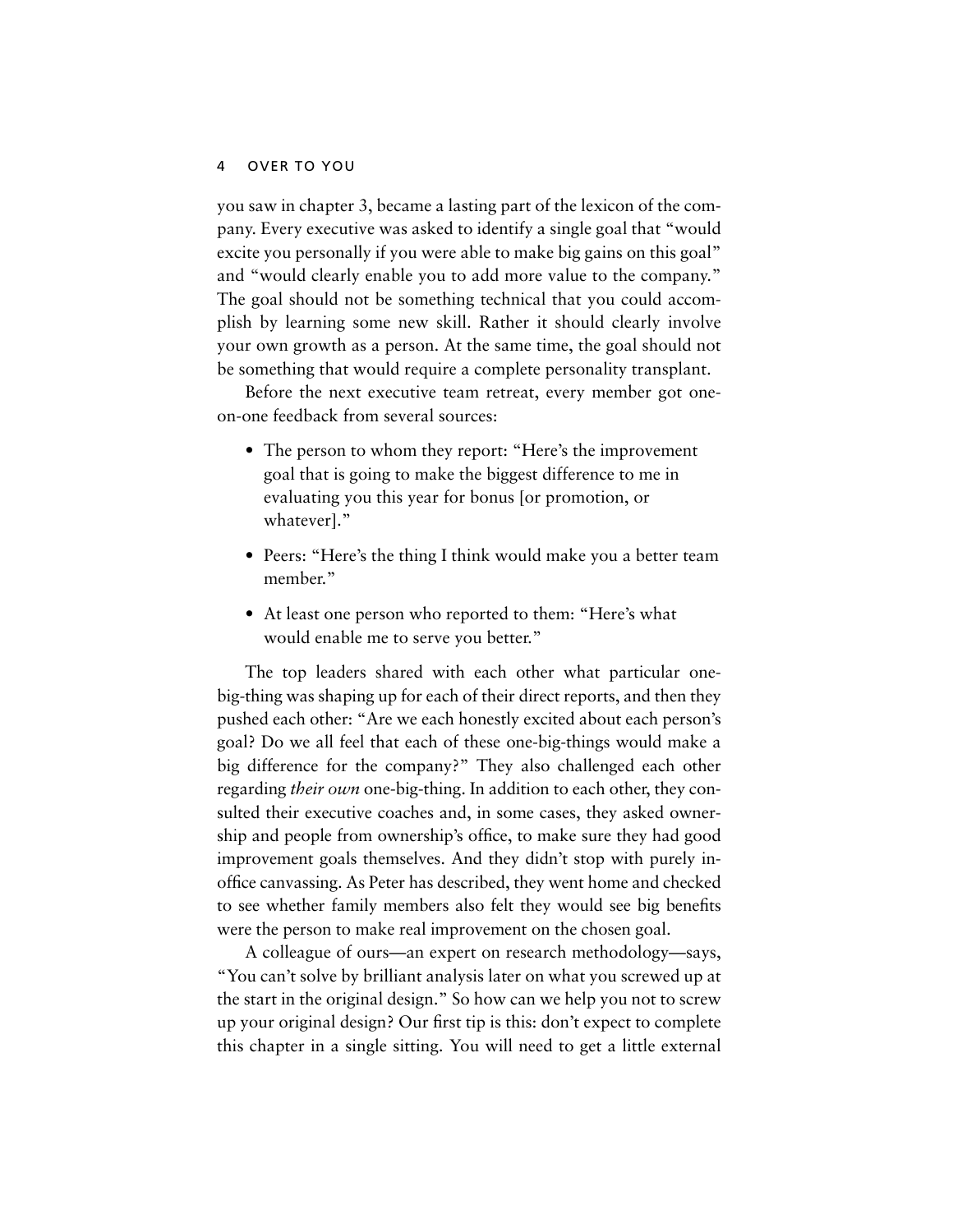you saw in chapter 3, became a lasting part of the lexicon of the company. Every executive was asked to identify a single goal that "would excite you personally if you were able to make big gains on this goal" and "would clearly enable you to add more value to the company." The goal should not be something technical that you could accomplish by learning some new skill. Rather it should clearly involve your own growth as a person. At the same time, the goal should not be something that would require a complete personality transplant.

Before the next executive team retreat, every member got one-on-one feedback from several sources:

- The person to whom they report: "Here's the improvement goal that is going to make the biggest difference to me in evaluating you this year for bonus [or promotion, or whatever]."
- Peers: "Here's the thing I think would make you a better team member."
- At least one person who reported to them: "Here's what would enable me to serve you better."

The top leaders shared with each other what particular one-big-thing was shaping up for each of their direct reports, and then they pushed each other: "Are we each honestly excited about each person's goal? Do we all feel that each of these one-big-things would make a big difference for the company?" They also challenged each other regarding *their own* one-big-thing. In addition to each other, they consulted their executive coaches and, in some cases, they asked ownership and people from ownership's office, to make sure they had good improvement goals themselves. And they didn't stop with purely in-office canvassing. As Peter has described, they went home and checked to see whether family members also felt they would see big benefits were the person to make real improvement on the chosen goal.

A colleague of ours—an expert on research methodology—says, "You can't solve by brilliant analysis later on what you screwed up at the start in the original design." So how can we help you not to screw up your original design? Our first tip is this: don't expect to complete this chapter in a single sitting. You will need to get a little external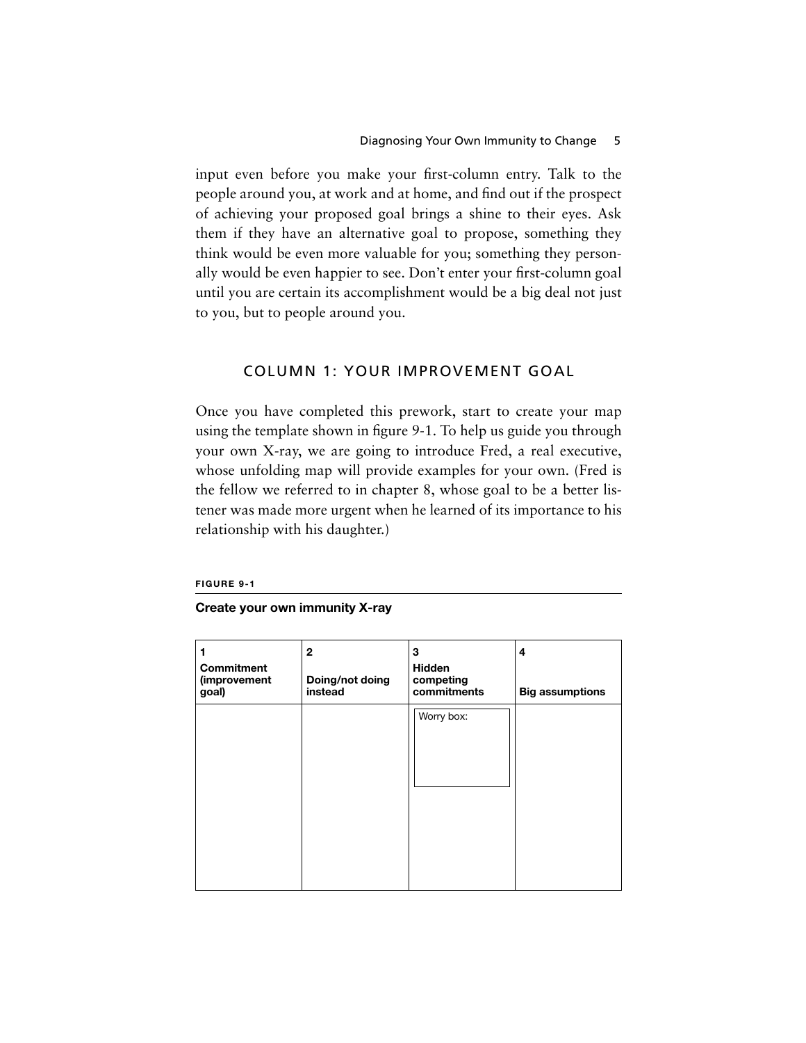input even before you make your first-column entry. Talk to the people around you, at work and at home, and find out if the prospect of achieving your proposed goal brings a shine to their eyes. Ask them if they have an alternative goal to propose, something they think would be even more valuable for you; something they personally would be even happier to see. Don't enter your first-column goal until you are certain its accomplishment would be a big deal not just to you, but to people around you.

## COLUMN 1: YOUR IMPROVEMENT GOAL

Once you have completed this prework, start to create your map using the template shown in figure 9-1. To help us guide you through your own X-ray, we are going to introduce Fred, a real executive, whose unfolding map will provide examples for your own. (Fred is the fellow we referred to in chapter 8, whose goal to be a better listener was made more urgent when he learned of its importance to his relationship with his daughter.)

**FIGURE 9-1**

**Create your own immunity X-ray**

| 1 Commitment (improvement goal) | 2 Doing/not doing instead | 3 Hidden competing commitments | 4 Big assumptions |
|---|---|---|---|
| | | Worry box: | |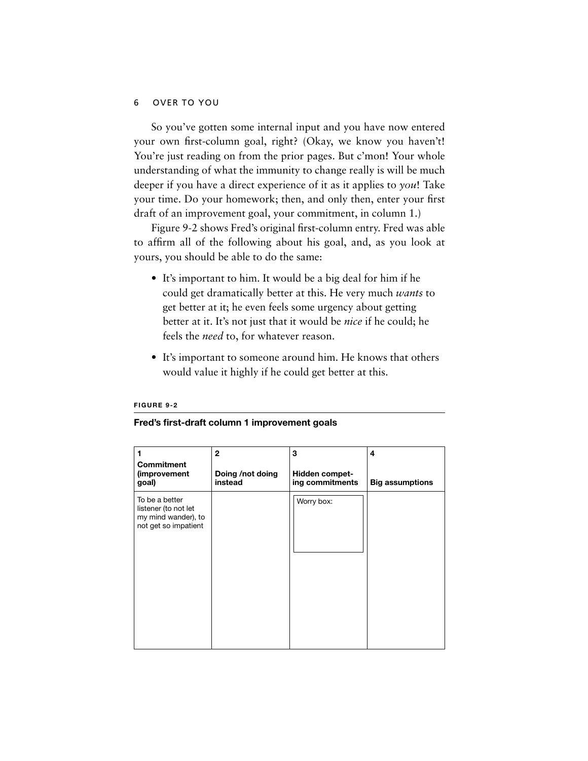So you've gotten some internal input and you have now entered your own first-column goal, right? (Okay, we know you haven't! You're just reading on from the prior pages. But c'mon! Your whole understanding of what the immunity to change really is will be much deeper if you have a direct experience of it as it applies to *you*! Take your time. Do your homework; then, and only then, enter your first draft of an improvement goal, your commitment, in column 1.)

Figure 9-2 shows Fred's original first-column entry. Fred was able to affirm all of the following about his goal, and, as you look at yours, you should be able to do the same:

- It's important to him. It would be a big deal for him if he could get dramatically better at this. He very much *wants* to get better at it; he even feels some urgency about getting better at it. It's not just that it would be *nice* if he could; he feels the *need* to, for whatever reason.
- It's important to someone around him. He knows that others would value it highly if he could get better at this.

**FIGURE 9-2**

**Fred's first-draft column 1 improvement goals**

| 1<br>**Commitment (improvement goal)** | 2<br>**Doing /not doing instead** | 3<br>**Hidden competing commitments** | 4<br>**Big assumptions** |
|---|---|---|---|
| To be a better listener (to not let my mind wander), to not get so impatient | | Worry box: | |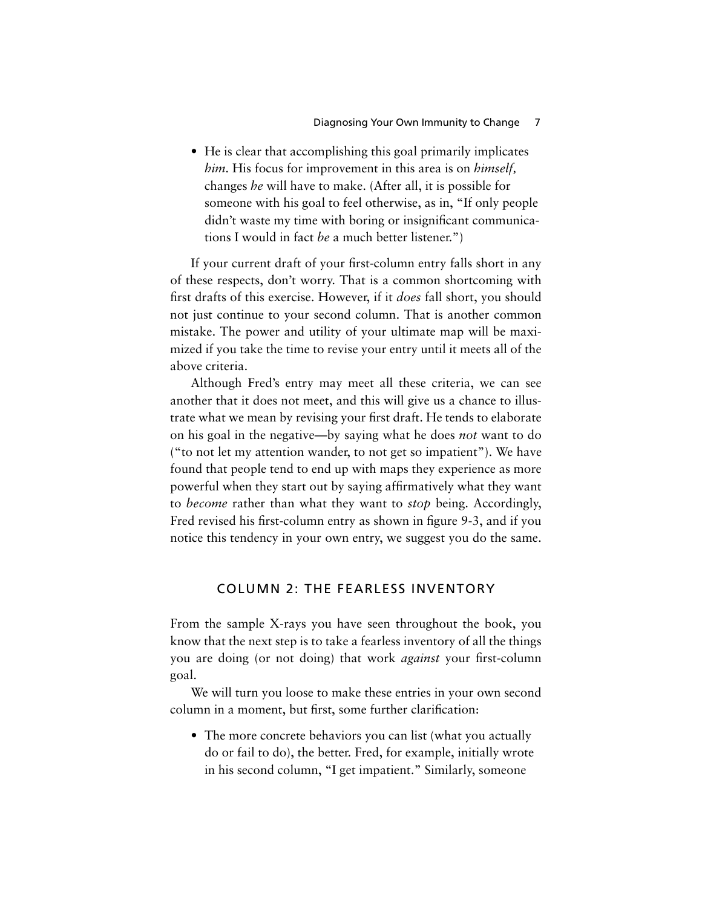- He is clear that accomplishing this goal primarily implicates *him*. His focus for improvement in this area is on *himself,* changes *he* will have to make. (After all, it is possible for someone with his goal to feel otherwise, as in, "If only people didn't waste my time with boring or insignificant communications I would in fact *be* a much better listener.")

If your current draft of your first-column entry falls short in any of these respects, don't worry. That is a common shortcoming with first drafts of this exercise. However, if it *does* fall short, you should not just continue to your second column. That is another common mistake. The power and utility of your ultimate map will be maximized if you take the time to revise your entry until it meets all of the above criteria.

Although Fred's entry may meet all these criteria, we can see another that it does not meet, and this will give us a chance to illustrate what we mean by revising your first draft. He tends to elaborate on his goal in the negative—by saying what he does *not* want to do ("to not let my attention wander, to not get so impatient"). We have found that people tend to end up with maps they experience as more powerful when they start out by saying affirmatively what they want to *become* rather than what they want to *stop* being. Accordingly, Fred revised his first-column entry as shown in figure 9-3, and if you notice this tendency in your own entry, we suggest you do the same.

## COLUMN 2: THE FEARLESS INVENTORY

From the sample X-rays you have seen throughout the book, you know that the next step is to take a fearless inventory of all the things you are doing (or not doing) that work *against* your first-column goal.

We will turn you loose to make these entries in your own second column in a moment, but first, some further clarification:

- The more concrete behaviors you can list (what you actually do or fail to do), the better. Fred, for example, initially wrote in his second column, "I get impatient." Similarly, someone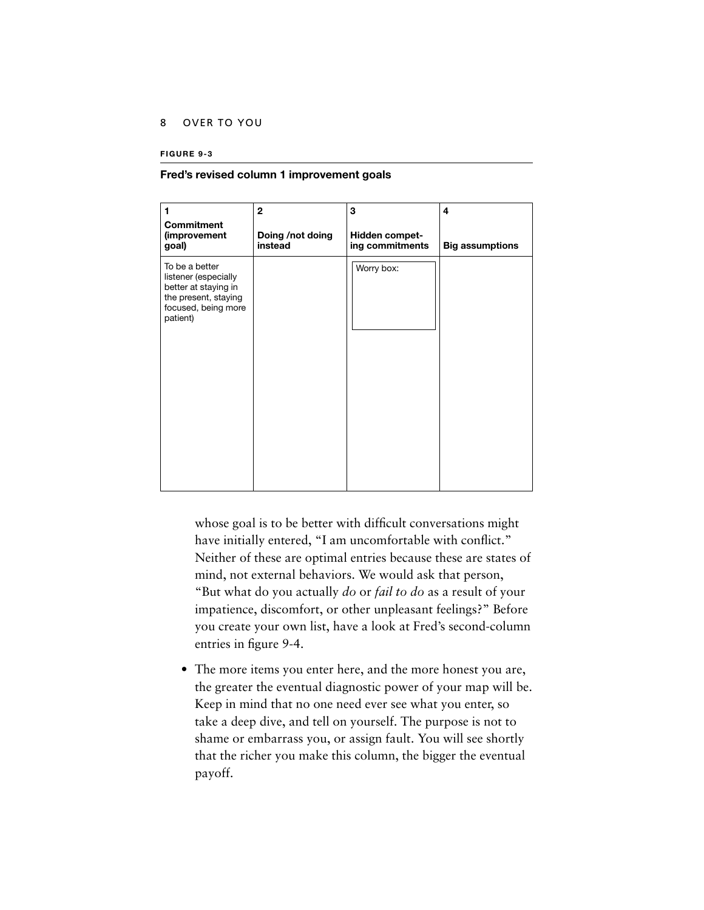**FIGURE 9-3**

**Fred's revised column 1 improvement goals**

| 1<br>**Commitment (improvement goal)** | 2<br>**Doing /not doing instead** | 3<br>**Hidden competing commitments** | 4<br>**Big assumptions** |
|---|---|---|---|
| To be a better listener (especially better at staying in the present, staying focused, being more patient) | | Worry box: | |

whose goal is to be better with difficult conversations might have initially entered, "I am uncomfortable with conflict." Neither of these are optimal entries because these are states of mind, not external behaviors. We would ask that person, "But what do you actually *do* or *fail to do* as a result of your impatience, discomfort, or other unpleasant feelings?" Before you create your own list, have a look at Fred's second-column entries in figure 9-4.

- The more items you enter here, and the more honest you are, the greater the eventual diagnostic power of your map will be. Keep in mind that no one need ever see what you enter, so take a deep dive, and tell on yourself. The purpose is not to shame or embarrass you, or assign fault. You will see shortly that the richer you make this column, the bigger the eventual payoff.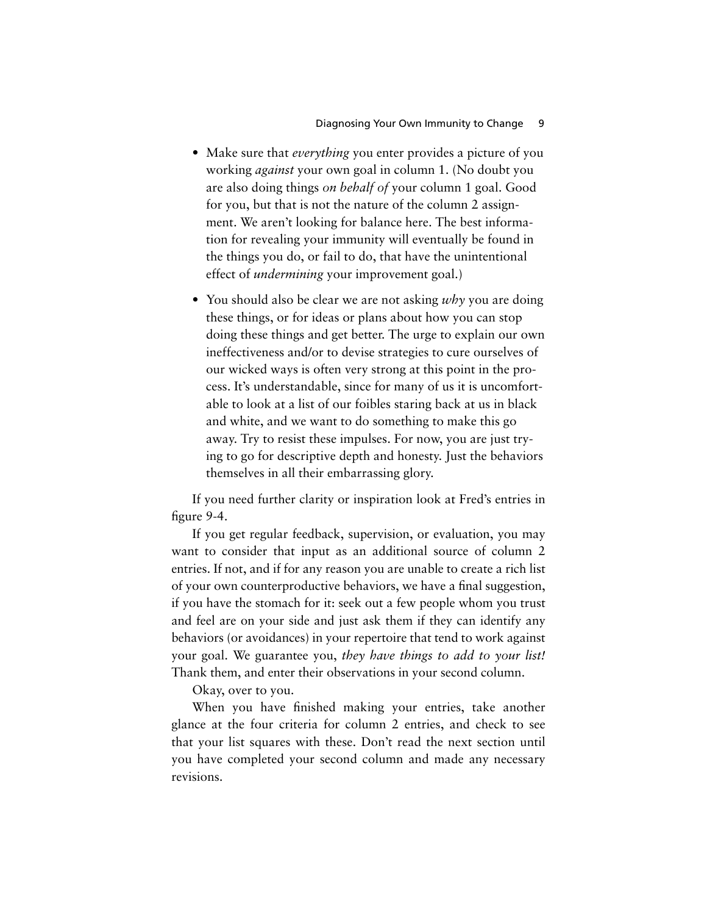- Make sure that *everything* you enter provides a picture of you working *against* your own goal in column 1. (No doubt you are also doing things *on behalf of* your column 1 goal. Good for you, but that is not the nature of the column 2 assignment. We aren't looking for balance here. The best information for revealing your immunity will eventually be found in the things you do, or fail to do, that have the unintentional effect of *undermining* your improvement goal.)
- You should also be clear we are not asking *why* you are doing these things, or for ideas or plans about how you can stop doing these things and get better. The urge to explain our own ineffectiveness and/or to devise strategies to cure ourselves of our wicked ways is often very strong at this point in the process. It's understandable, since for many of us it is uncomfortable to look at a list of our foibles staring back at us in black and white, and we want to do something to make this go away. Try to resist these impulses. For now, you are just trying to go for descriptive depth and honesty. Just the behaviors themselves in all their embarrassing glory.

If you need further clarity or inspiration look at Fred's entries in figure 9-4.

If you get regular feedback, supervision, or evaluation, you may want to consider that input as an additional source of column 2 entries. If not, and if for any reason you are unable to create a rich list of your own counterproductive behaviors, we have a final suggestion, if you have the stomach for it: seek out a few people whom you trust and feel are on your side and just ask them if they can identify any behaviors (or avoidances) in your repertoire that tend to work against your goal. We guarantee you, *they have things to add to your list!* Thank them, and enter their observations in your second column.

Okay, over to you.

When you have finished making your entries, take another glance at the four criteria for column 2 entries, and check to see that your list squares with these. Don't read the next section until you have completed your second column and made any necessary revisions.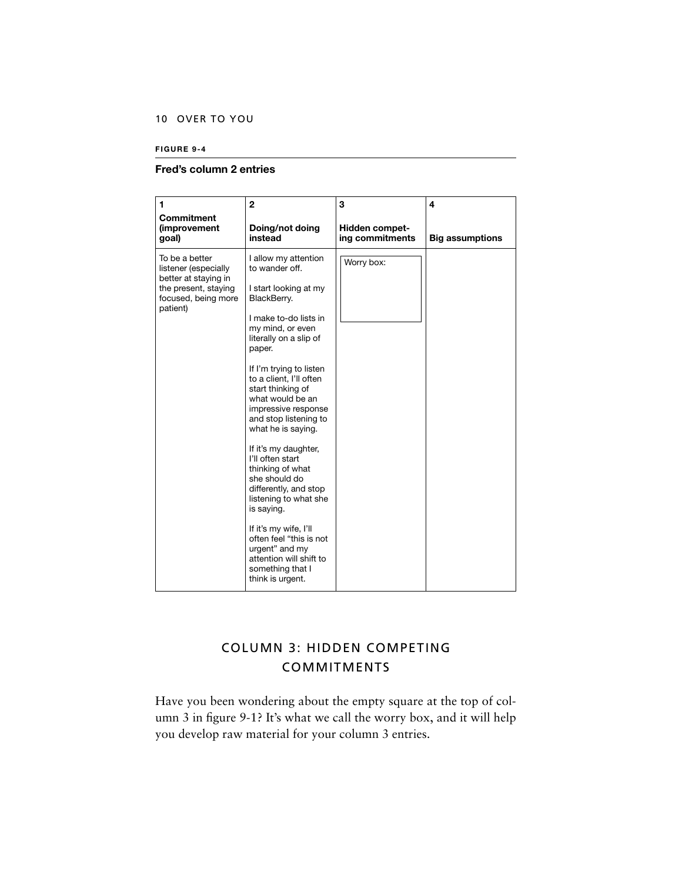**FIGURE 9-4**

**Fred's column 2 entries**

| 1<br>**Commitment (improvement goal)** | 2<br>**Doing/not doing instead** | 3<br>**Hidden competing commitments** | 4<br>**Big assumptions** |
|---|---|---|---|
| To be a better listener (especially better at staying in the present, staying focused, being more patient) | I allow my attention to wander off.<br><br>I start looking at my BlackBerry.<br><br>I make to-do lists in my mind, or even literally on a slip of paper.<br><br>If I'm trying to listen to a client, I'll often start thinking of what would be an impressive response and stop listening to what he is saying.<br><br>If it's my daughter, I'll often start thinking of what she should do differently, and stop listening to what she is saying.<br><br>If it's my wife, I'll often feel "this is not urgent" and my attention will shift to something that I think is urgent. | Worry box: | |

## COLUMN 3: HIDDEN COMPETING COMMITMENTS

Have you been wondering about the empty square at the top of column 3 in figure 9-1? It's what we call the worry box, and it will help you develop raw material for your column 3 entries.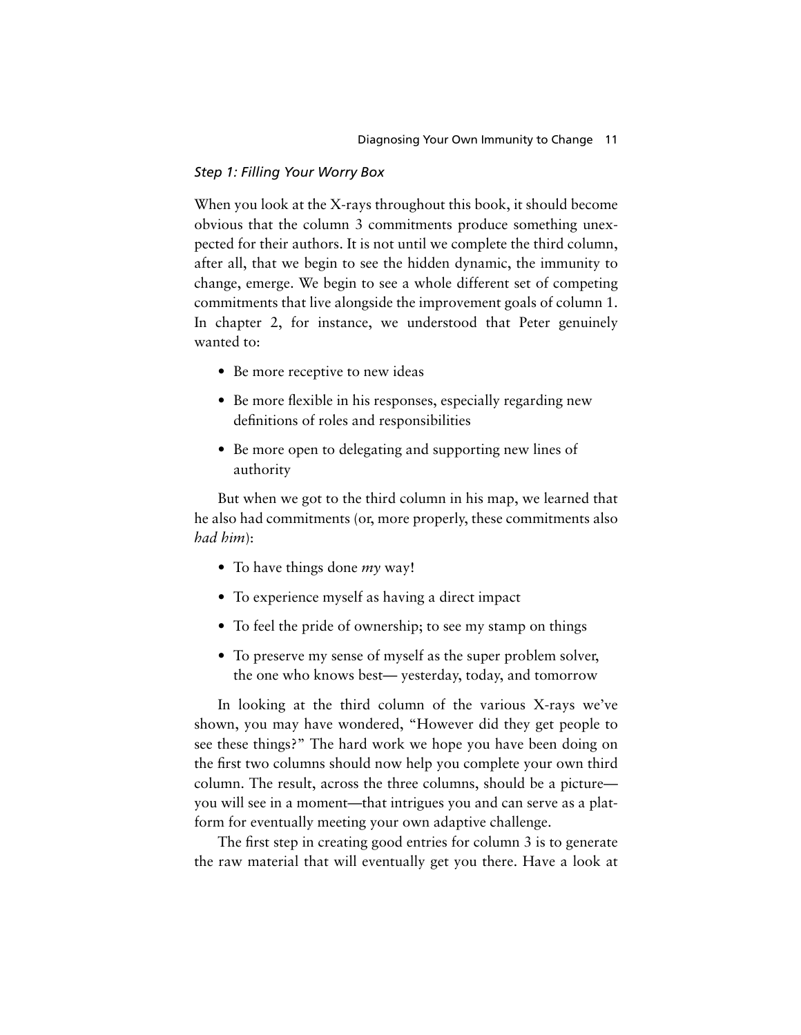### *Step 1: Filling Your Worry Box*

When you look at the X-rays throughout this book, it should become obvious that the column 3 commitments produce something unexpected for their authors. It is not until we complete the third column, after all, that we begin to see the hidden dynamic, the immunity to change, emerge. We begin to see a whole different set of competing commitments that live alongside the improvement goals of column 1. In chapter 2, for instance, we understood that Peter genuinely wanted to:

- Be more receptive to new ideas
- Be more flexible in his responses, especially regarding new definitions of roles and responsibilities
- Be more open to delegating and supporting new lines of authority

But when we got to the third column in his map, we learned that he also had commitments (or, more properly, these commitments also *had him*):

- To have things done *my* way!
- To experience myself as having a direct impact
- To feel the pride of ownership; to see my stamp on things
- To preserve my sense of myself as the super problem solver, the one who knows best— yesterday, today, and tomorrow

In looking at the third column of the various X-rays we've shown, you may have wondered, "However did they get people to see these things?" The hard work we hope you have been doing on the first two columns should now help you complete your own third column. The result, across the three columns, should be a picture—you will see in a moment—that intrigues you and can serve as a platform for eventually meeting your own adaptive challenge.

The first step in creating good entries for column 3 is to generate the raw material that will eventually get you there. Have a look at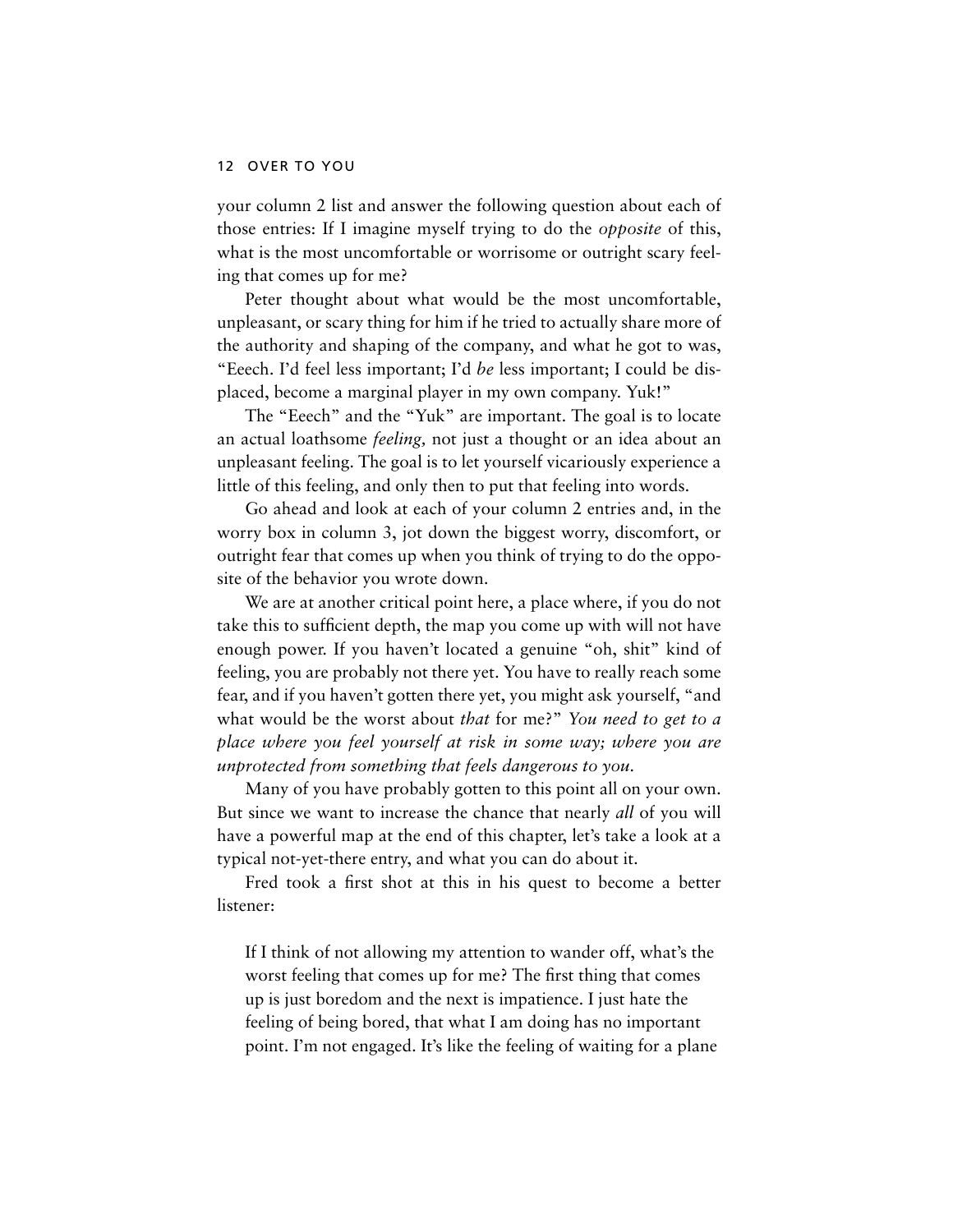your column 2 list and answer the following question about each of those entries: If I imagine myself trying to do the *opposite* of this, what is the most uncomfortable or worrisome or outright scary feeling that comes up for me?

Peter thought about what would be the most uncomfortable, unpleasant, or scary thing for him if he tried to actually share more of the authority and shaping of the company, and what he got to was, "Eeech. I'd feel less important; I'd *be* less important; I could be displaced, become a marginal player in my own company. Yuk!"

The "Eeech" and the "Yuk" are important. The goal is to locate an actual loathsome *feeling,* not just a thought or an idea about an unpleasant feeling. The goal is to let yourself vicariously experience a little of this feeling, and only then to put that feeling into words.

Go ahead and look at each of your column 2 entries and, in the worry box in column 3, jot down the biggest worry, discomfort, or outright fear that comes up when you think of trying to do the opposite of the behavior you wrote down.

We are at another critical point here, a place where, if you do not take this to sufficient depth, the map you come up with will not have enough power. If you haven't located a genuine "oh, shit" kind of feeling, you are probably not there yet. You have to really reach some fear, and if you haven't gotten there yet, you might ask yourself, "and what would be the worst about *that* for me?" *You need to get to a place where you feel yourself at risk in some way; where you are unprotected from something that feels dangerous to you.*

Many of you have probably gotten to this point all on your own. But since we want to increase the chance that nearly *all* of you will have a powerful map at the end of this chapter, let's take a look at a typical not-yet-there entry, and what you can do about it.

Fred took a first shot at this in his quest to become a better listener:

> If I think of not allowing my attention to wander off, what's the worst feeling that comes up for me? The first thing that comes up is just boredom and the next is impatience. I just hate the feeling of being bored, that what I am doing has no important point. I'm not engaged. It's like the feeling of waiting for a plane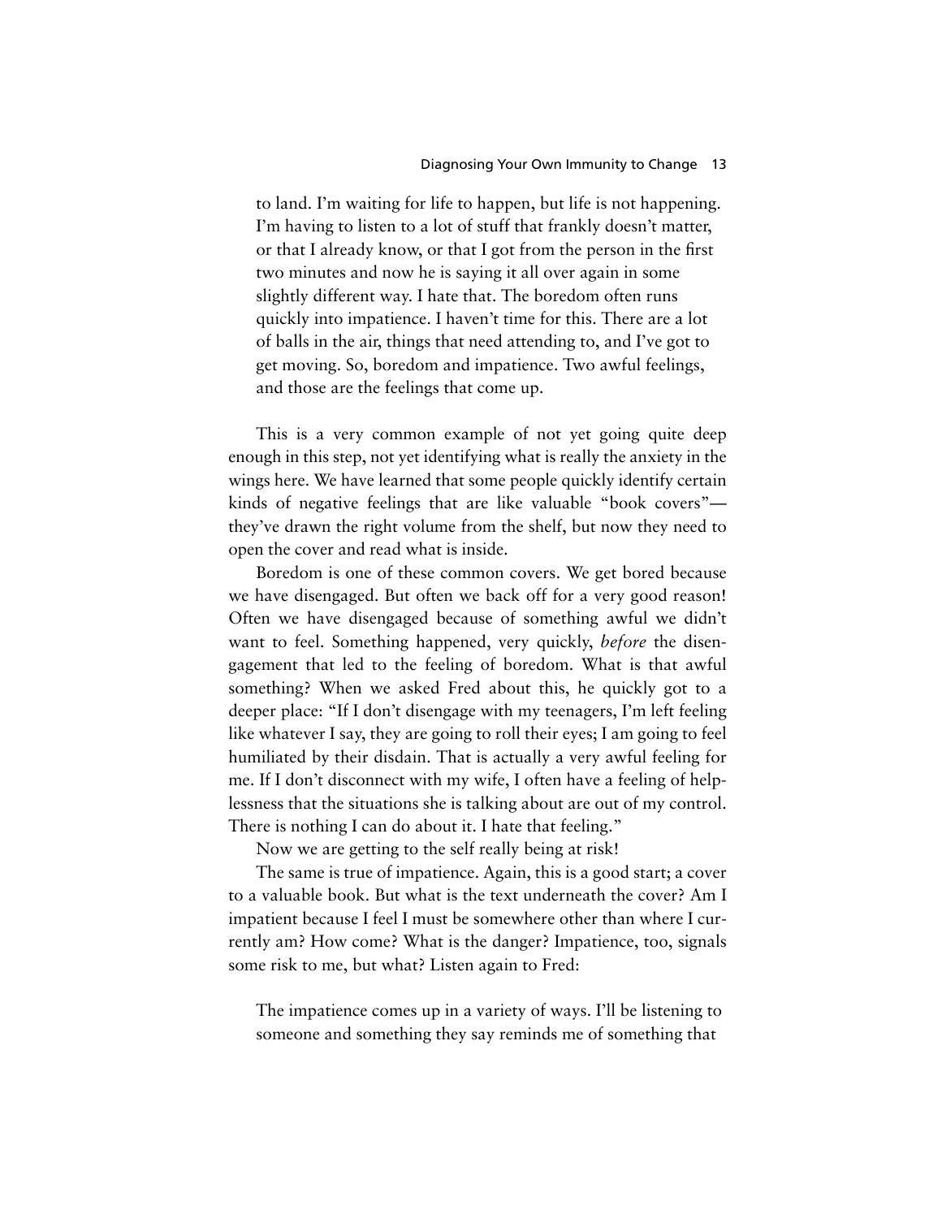> to land. I'm waiting for life to happen, but life is not happening. I'm having to listen to a lot of stuff that frankly doesn't matter, or that I already know, or that I got from the person in the first two minutes and now he is saying it all over again in some slightly different way. I hate that. The boredom often runs quickly into impatience. I haven't time for this. There are a lot of balls in the air, things that need attending to, and I've got to get moving. So, boredom and impatience. Two awful feelings, and those are the feelings that come up.

This is a very common example of not yet going quite deep enough in this step, not yet identifying what is really the anxiety in the wings here. We have learned that some people quickly identify certain kinds of negative feelings that are like valuable "book covers"—they've drawn the right volume from the shelf, but now they need to open the cover and read what is inside.

Boredom is one of these common covers. We get bored because we have disengaged. But often we back off for a very good reason! Often we have disengaged because of something awful we didn't want to feel. Something happened, very quickly, *before* the disengagement that led to the feeling of boredom. What is that awful something? When we asked Fred about this, he quickly got to a deeper place: "If I don't disengage with my teenagers, I'm left feeling like whatever I say, they are going to roll their eyes; I am going to feel humiliated by their disdain. That is actually a very awful feeling for me. If I don't disconnect with my wife, I often have a feeling of helplessness that the situations she is talking about are out of my control. There is nothing I can do about it. I hate that feeling."

Now we are getting to the self really being at risk!

The same is true of impatience. Again, this is a good start; a cover to a valuable book. But what is the text underneath the cover? Am I impatient because I feel I must be somewhere other than where I currently am? How come? What is the danger? Impatience, too, signals some risk to me, but what? Listen again to Fred:

> The impatience comes up in a variety of ways. I'll be listening to someone and something they say reminds me of something that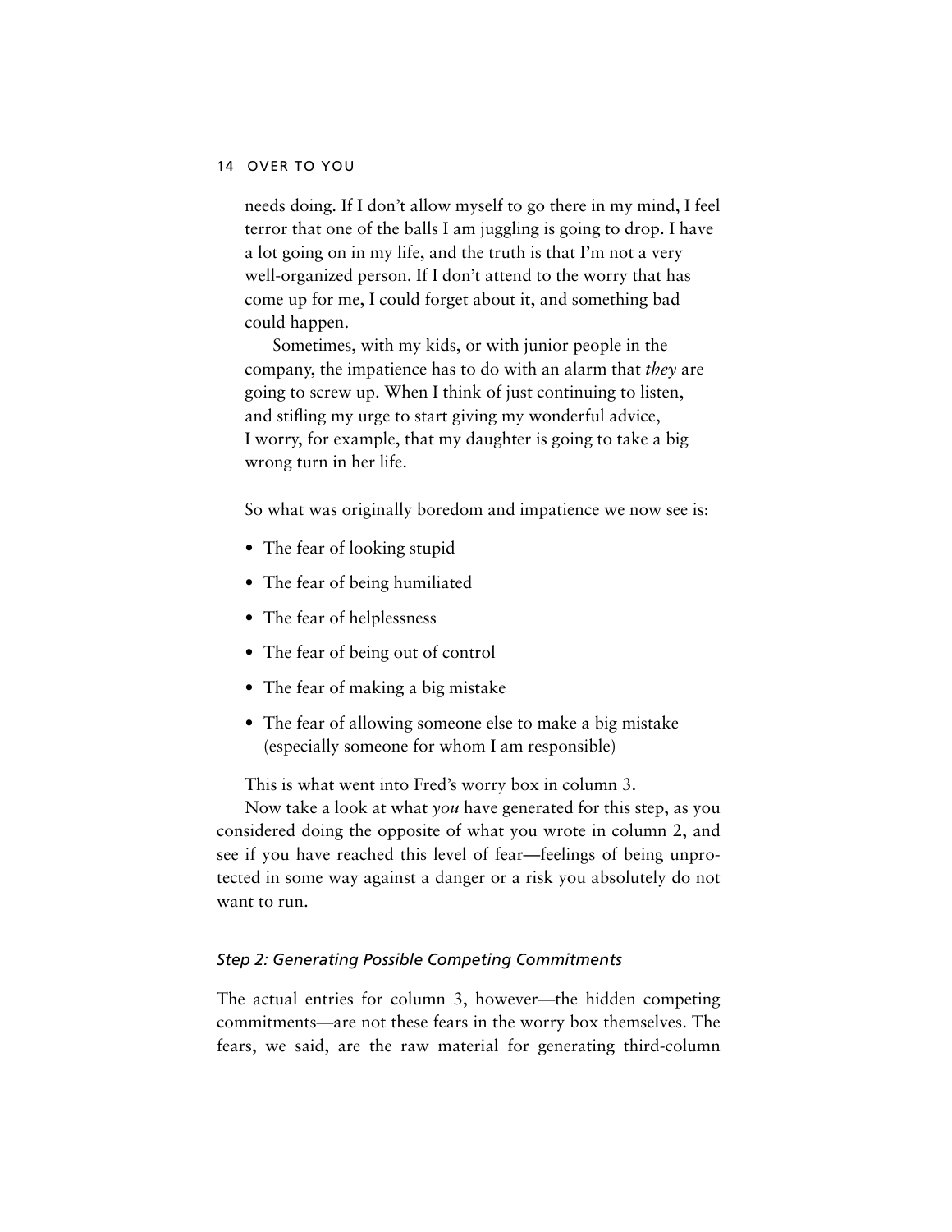needs doing. If I don't allow myself to go there in my mind, I feel terror that one of the balls I am juggling is going to drop. I have a lot going on in my life, and the truth is that I'm not a very well-organized person. If I don't attend to the worry that has come up for me, I could forget about it, and something bad could happen.

Sometimes, with my kids, or with junior people in the company, the impatience has to do with an alarm that *they* are going to screw up. When I think of just continuing to listen, and stifling my urge to start giving my wonderful advice, I worry, for example, that my daughter is going to take a big wrong turn in her life.

So what was originally boredom and impatience we now see is:

- The fear of looking stupid
- The fear of being humiliated
- The fear of helplessness
- The fear of being out of control
- The fear of making a big mistake
- The fear of allowing someone else to make a big mistake (especially someone for whom I am responsible)

This is what went into Fred's worry box in column 3.

Now take a look at what *you* have generated for this step, as you considered doing the opposite of what you wrote in column 2, and see if you have reached this level of fear—feelings of being unprotected in some way against a danger or a risk you absolutely do not want to run.

### *Step 2: Generating Possible Competing Commitments*

The actual entries for column 3, however—the hidden competing commitments—are not these fears in the worry box themselves. The fears, we said, are the raw material for generating third-column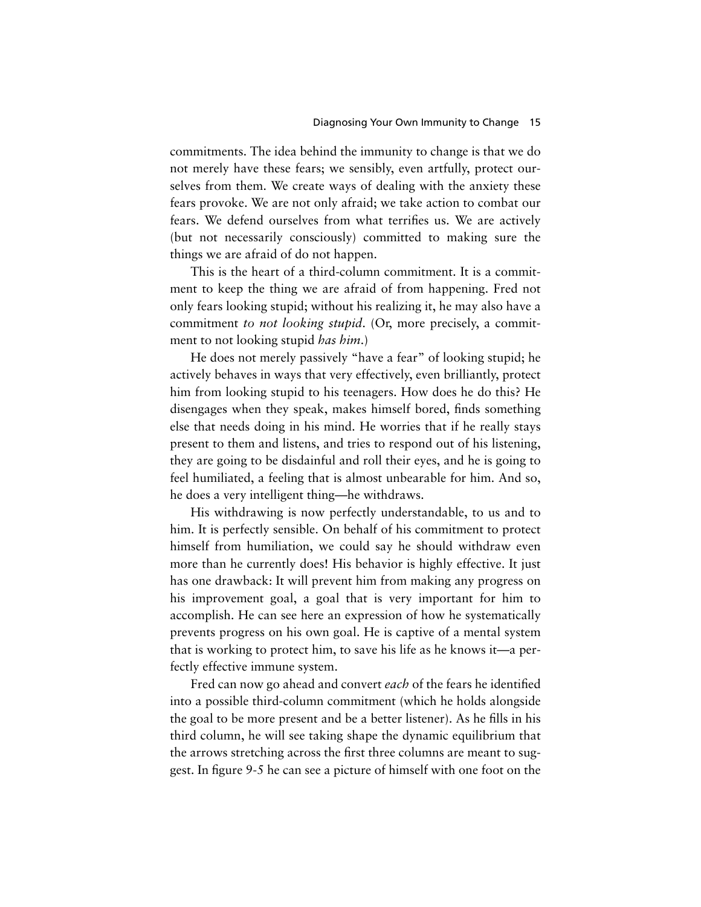commitments. The idea behind the immunity to change is that we do not merely have these fears; we sensibly, even artfully, protect ourselves from them. We create ways of dealing with the anxiety these fears provoke. We are not only afraid; we take action to combat our fears. We defend ourselves from what terrifies us. We are actively (but not necessarily consciously) committed to making sure the things we are afraid of do not happen.

This is the heart of a third-column commitment. It is a commitment to keep the thing we are afraid of from happening. Fred not only fears looking stupid; without his realizing it, he may also have a commitment *to not looking stupid*. (Or, more precisely, a commitment to not looking stupid *has him*.)

He does not merely passively "have a fear" of looking stupid; he actively behaves in ways that very effectively, even brilliantly, protect him from looking stupid to his teenagers. How does he do this? He disengages when they speak, makes himself bored, finds something else that needs doing in his mind. He worries that if he really stays present to them and listens, and tries to respond out of his listening, they are going to be disdainful and roll their eyes, and he is going to feel humiliated, a feeling that is almost unbearable for him. And so, he does a very intelligent thing—he withdraws.

His withdrawing is now perfectly understandable, to us and to him. It is perfectly sensible. On behalf of his commitment to protect himself from humiliation, we could say he should withdraw even more than he currently does! His behavior is highly effective. It just has one drawback: It will prevent him from making any progress on his improvement goal, a goal that is very important for him to accomplish. He can see here an expression of how he systematically prevents progress on his own goal. He is captive of a mental system that is working to protect him, to save his life as he knows it—a perfectly effective immune system.

Fred can now go ahead and convert *each* of the fears he identified into a possible third-column commitment (which he holds alongside the goal to be more present and be a better listener). As he fills in his third column, he will see taking shape the dynamic equilibrium that the arrows stretching across the first three columns are meant to suggest. In figure 9-5 he can see a picture of himself with one foot on the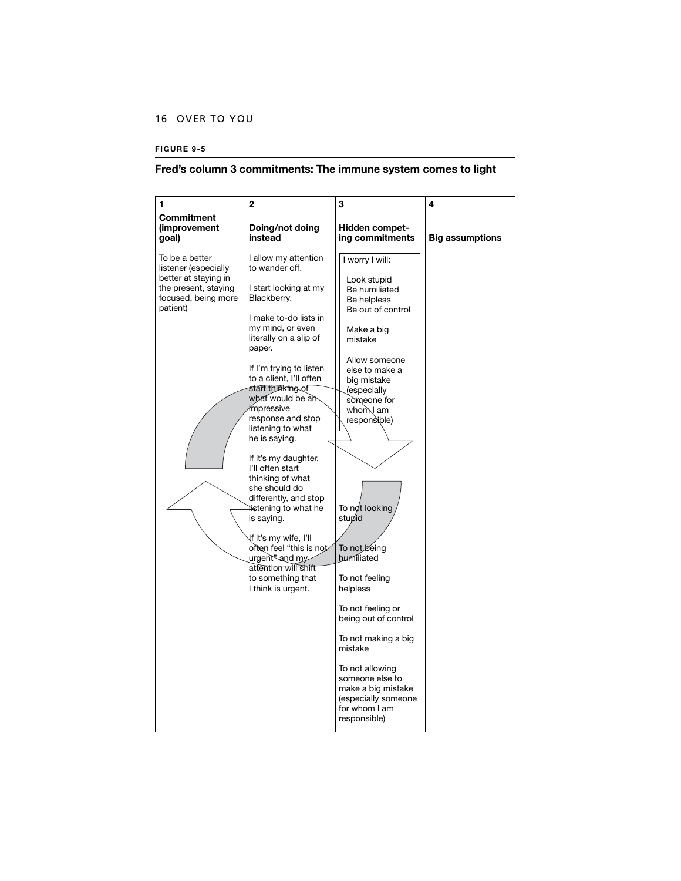**FIGURE 9-5**

## Fred's column 3 commitments: The immune system comes to light

| 1<br>Commitment (improvement goal) | 2<br>Doing/not doing instead | 3<br>Hidden competing commitments | 4<br>Big assumptions |
|---|---|---|---|
| To be a better listener (especially better at staying in the present, staying focused, being more patient) | I allow my attention to wander off.<br><br>I start looking at my Blackberry.<br><br>I make to-do lists in my mind, or even literally on a slip of paper.<br><br>If I'm trying to listen to a client, I'll often start thinking of what would be an impressive response and stop listening to what he is saying.<br><br>If it's my daughter, I'll often start thinking of what she should do differently, and stop listening to what he is saying.<br><br>If it's my wife, I'll often feel "this is not urgent" and my attention will shift to something that I think is urgent. | I worry I will:<br><br>Look stupid<br>Be humiliated<br>Be helpless<br>Be out of control<br><br>Make a big mistake<br><br>Allow someone else to make a big mistake (especially someone for whom I am responsible)<br><br>To not looking stupid<br><br>To not being humiliated<br><br>To not feeling helpless<br><br>To not feeling or being out of control<br><br>To not making a big mistake<br><br>To not allowing someone else to make a big mistake (especially someone for whom I am responsible) | |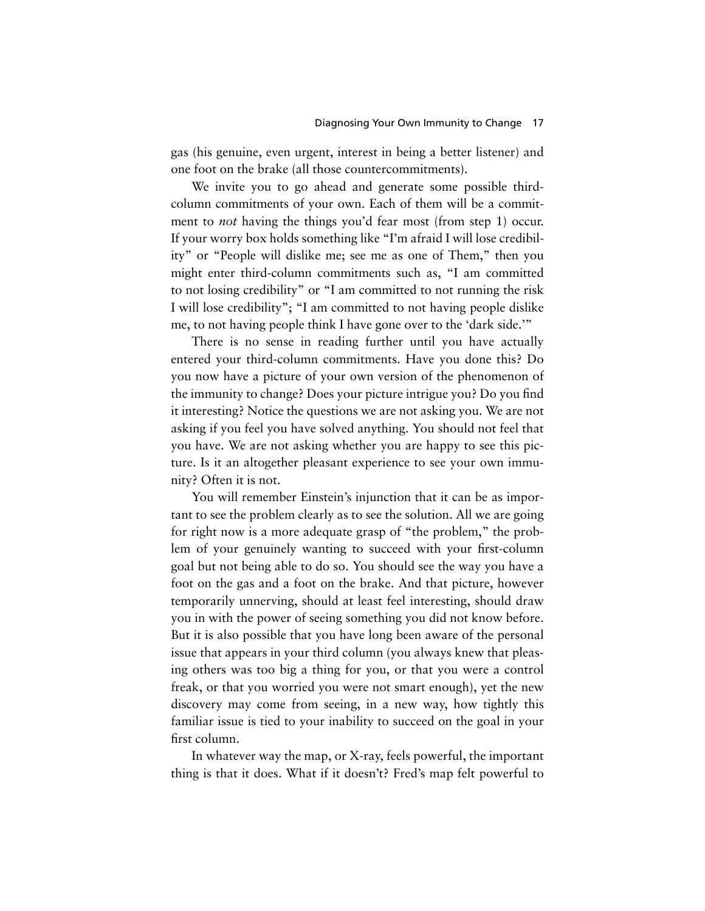gas (his genuine, even urgent, interest in being a better listener) and one foot on the brake (all those countercommitments).

We invite you to go ahead and generate some possible third-column commitments of your own. Each of them will be a commitment to *not* having the things you'd fear most (from step 1) occur. If your worry box holds something like "I'm afraid I will lose credibility" or "People will dislike me; see me as one of Them," then you might enter third-column commitments such as, "I am committed to not losing credibility" or "I am committed to not running the risk I will lose credibility"; "I am committed to not having people dislike me, to not having people think I have gone over to the 'dark side.'"

There is no sense in reading further until you have actually entered your third-column commitments. Have you done this? Do you now have a picture of your own version of the phenomenon of the immunity to change? Does your picture intrigue you? Do you find it interesting? Notice the questions we are not asking you. We are not asking if you feel you have solved anything. You should not feel that you have. We are not asking whether you are happy to see this picture. Is it an altogether pleasant experience to see your own immunity? Often it is not.

You will remember Einstein's injunction that it can be as important to see the problem clearly as to see the solution. All we are going for right now is a more adequate grasp of "the problem," the problem of your genuinely wanting to succeed with your first-column goal but not being able to do so. You should see the way you have a foot on the gas and a foot on the brake. And that picture, however temporarily unnerving, should at least feel interesting, should draw you in with the power of seeing something you did not know before. But it is also possible that you have long been aware of the personal issue that appears in your third column (you always knew that pleasing others was too big a thing for you, or that you were a control freak, or that you worried you were not smart enough), yet the new discovery may come from seeing, in a new way, how tightly this familiar issue is tied to your inability to succeed on the goal in your first column.

In whatever way the map, or X-ray, feels powerful, the important thing is that it does. What if it doesn't? Fred's map felt powerful to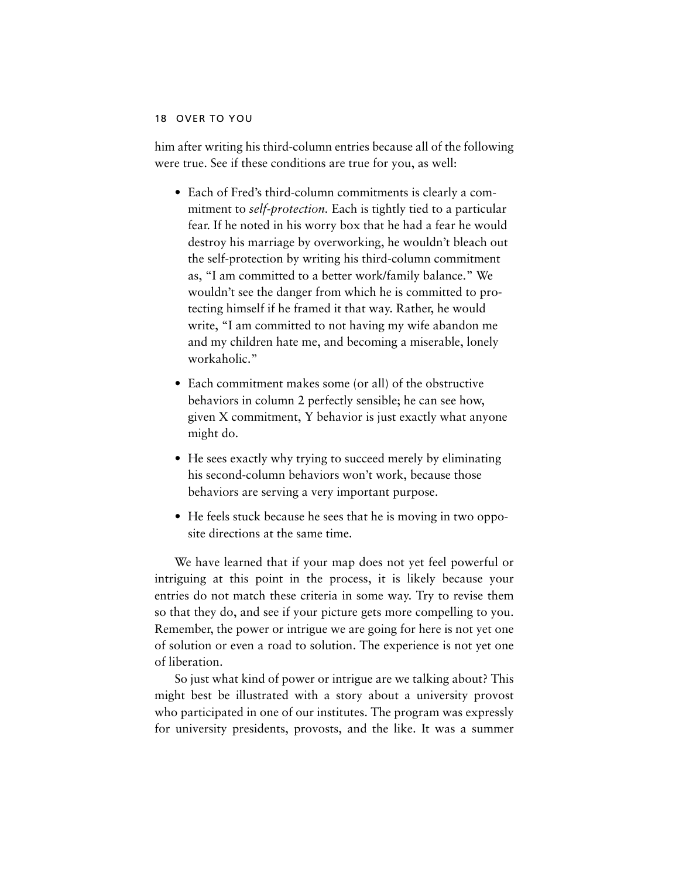him after writing his third-column entries because all of the following were true. See if these conditions are true for you, as well:

- Each of Fred's third-column commitments is clearly a commitment to *self-protection.* Each is tightly tied to a particular fear. If he noted in his worry box that he had a fear he would destroy his marriage by overworking, he wouldn't bleach out the self-protection by writing his third-column commitment as, "I am committed to a better work/family balance." We wouldn't see the danger from which he is committed to protecting himself if he framed it that way. Rather, he would write, "I am committed to not having my wife abandon me and my children hate me, and becoming a miserable, lonely workaholic."
- Each commitment makes some (or all) of the obstructive behaviors in column 2 perfectly sensible; he can see how, given X commitment, Y behavior is just exactly what anyone might do.
- He sees exactly why trying to succeed merely by eliminating his second-column behaviors won't work, because those behaviors are serving a very important purpose.
- He feels stuck because he sees that he is moving in two opposite directions at the same time.

We have learned that if your map does not yet feel powerful or intriguing at this point in the process, it is likely because your entries do not match these criteria in some way. Try to revise them so that they do, and see if your picture gets more compelling to you. Remember, the power or intrigue we are going for here is not yet one of solution or even a road to solution. The experience is not yet one of liberation.

So just what kind of power or intrigue are we talking about? This might best be illustrated with a story about a university provost who participated in one of our institutes. The program was expressly for university presidents, provosts, and the like. It was a summer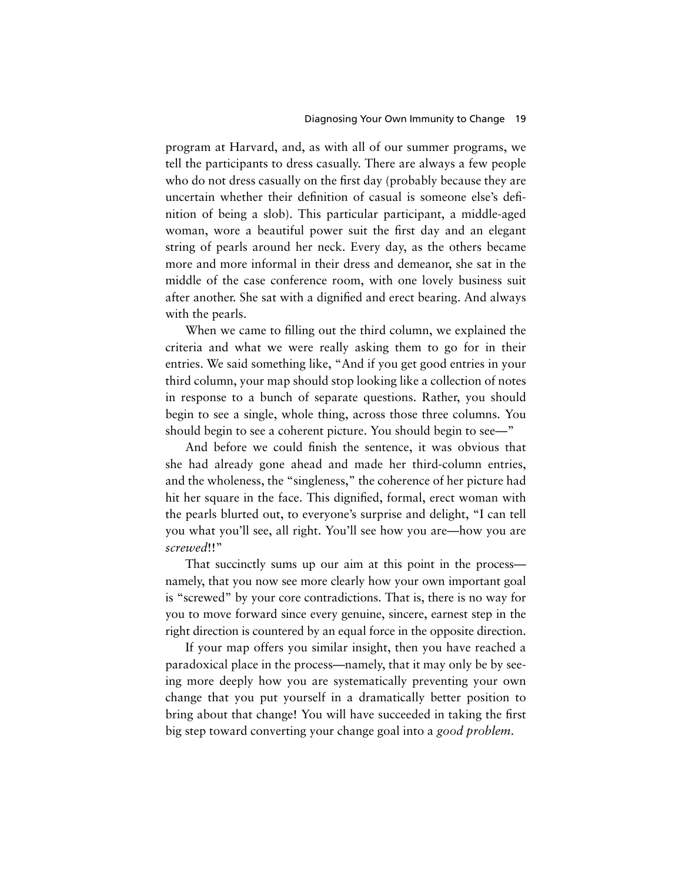program at Harvard, and, as with all of our summer programs, we tell the participants to dress casually. There are always a few people who do not dress casually on the first day (probably because they are uncertain whether their definition of casual is someone else's definition of being a slob). This particular participant, a middle-aged woman, wore a beautiful power suit the first day and an elegant string of pearls around her neck. Every day, as the others became more and more informal in their dress and demeanor, she sat in the middle of the case conference room, with one lovely business suit after another. She sat with a dignified and erect bearing. And always with the pearls.

When we came to filling out the third column, we explained the criteria and what we were really asking them to go for in their entries. We said something like, "And if you get good entries in your third column, your map should stop looking like a collection of notes in response to a bunch of separate questions. Rather, you should begin to see a single, whole thing, across those three columns. You should begin to see a coherent picture. You should begin to see—"

And before we could finish the sentence, it was obvious that she had already gone ahead and made her third-column entries, and the wholeness, the "singleness," the coherence of her picture had hit her square in the face. This dignified, formal, erect woman with the pearls blurted out, to everyone's surprise and delight, "I can tell you what you'll see, all right. You'll see how you are—how you are *screwed*!!"

That succinctly sums up our aim at this point in the process—namely, that you now see more clearly how your own important goal is "screwed" by your core contradictions. That is, there is no way for you to move forward since every genuine, sincere, earnest step in the right direction is countered by an equal force in the opposite direction.

If your map offers you similar insight, then you have reached a paradoxical place in the process—namely, that it may only be by seeing more deeply how you are systematically preventing your own change that you put yourself in a dramatically better position to bring about that change! You will have succeeded in taking the first big step toward converting your change goal into a *good problem*.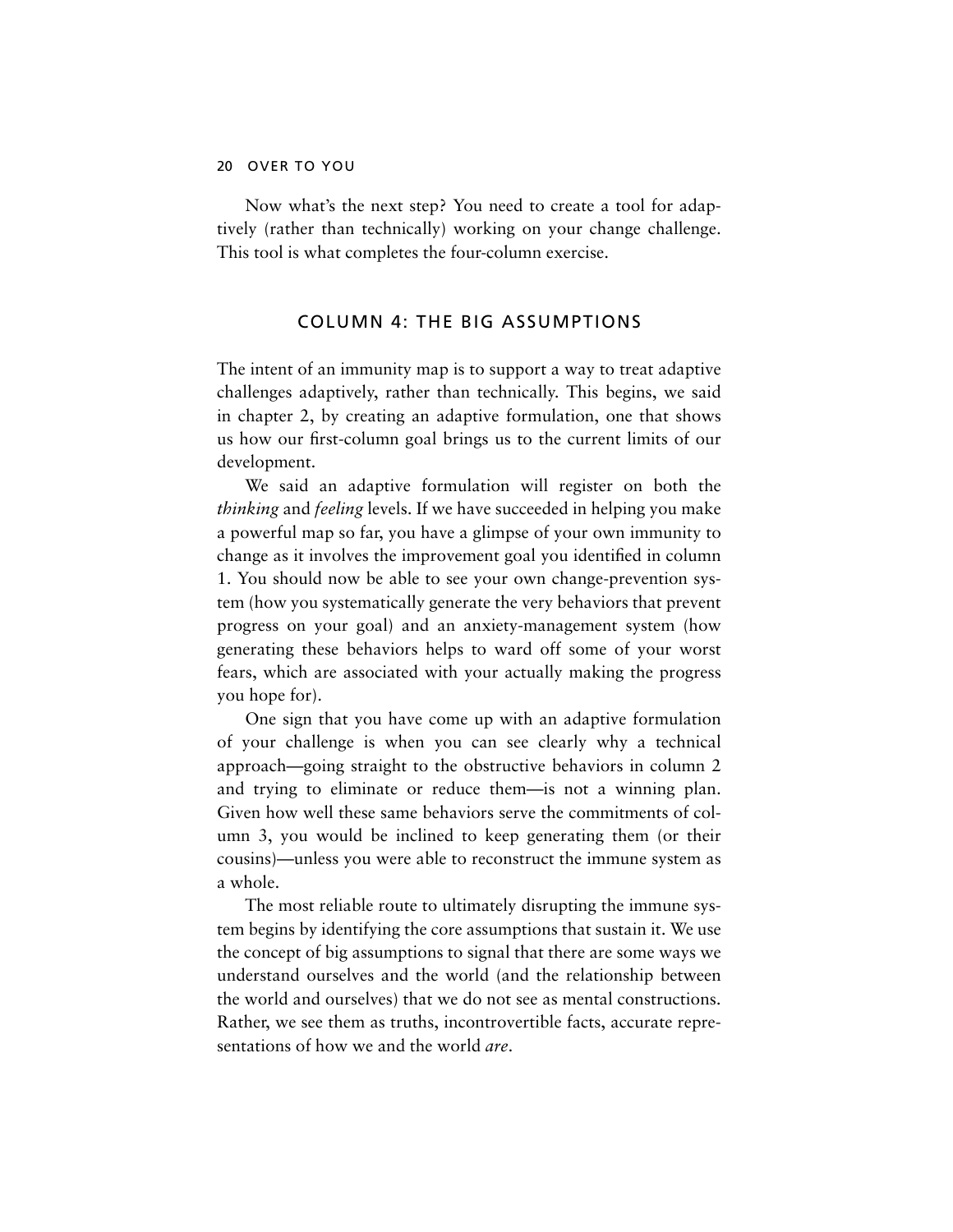Now what's the next step? You need to create a tool for adaptively (rather than technically) working on your change challenge. This tool is what completes the four-column exercise.

## COLUMN 4: THE BIG ASSUMPTIONS

The intent of an immunity map is to support a way to treat adaptive challenges adaptively, rather than technically. This begins, we said in chapter 2, by creating an adaptive formulation, one that shows us how our first-column goal brings us to the current limits of our development.

We said an adaptive formulation will register on both the *thinking* and *feeling* levels. If we have succeeded in helping you make a powerful map so far, you have a glimpse of your own immunity to change as it involves the improvement goal you identified in column 1. You should now be able to see your own change-prevention system (how you systematically generate the very behaviors that prevent progress on your goal) and an anxiety-management system (how generating these behaviors helps to ward off some of your worst fears, which are associated with your actually making the progress you hope for).

One sign that you have come up with an adaptive formulation of your challenge is when you can see clearly why a technical approach—going straight to the obstructive behaviors in column 2 and trying to eliminate or reduce them—is not a winning plan. Given how well these same behaviors serve the commitments of column 3, you would be inclined to keep generating them (or their cousins)—unless you were able to reconstruct the immune system as a whole.

The most reliable route to ultimately disrupting the immune system begins by identifying the core assumptions that sustain it. We use the concept of big assumptions to signal that there are some ways we understand ourselves and the world (and the relationship between the world and ourselves) that we do not see as mental constructions. Rather, we see them as truths, incontrovertible facts, accurate representations of how we and the world *are*.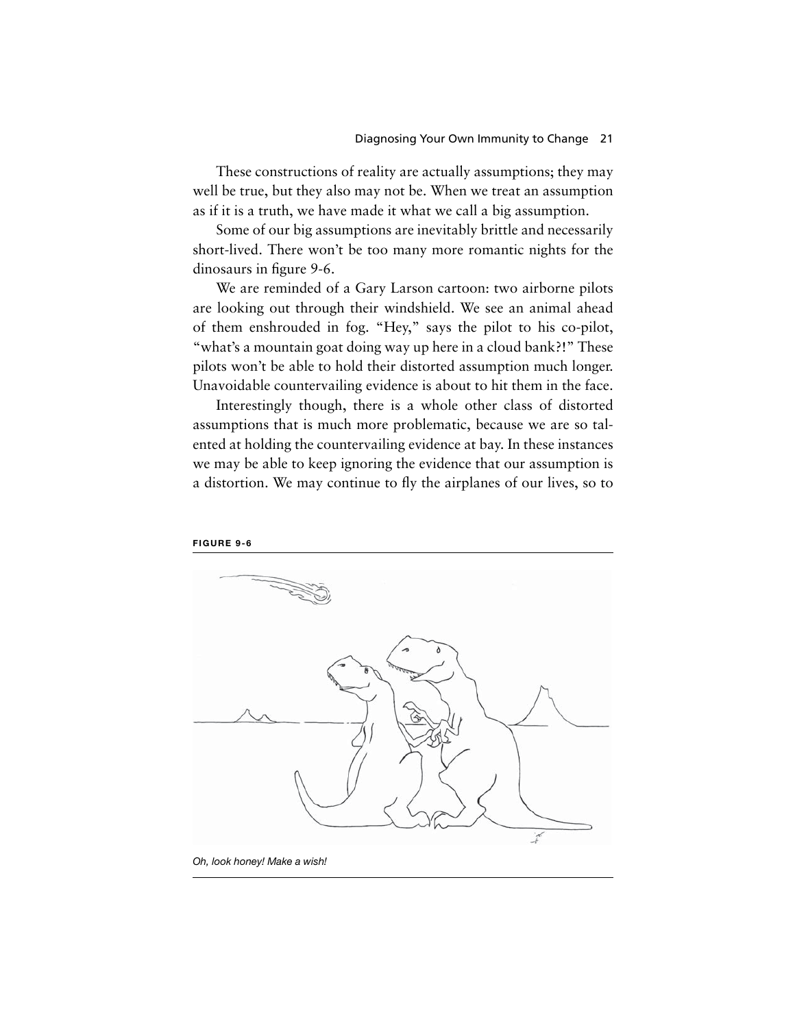These constructions of reality are actually assumptions; they may well be true, but they also may not be. When we treat an assumption as if it is a truth, we have made it what we call a big assumption.

Some of our big assumptions are inevitably brittle and necessarily short-lived. There won't be too many more romantic nights for the dinosaurs in figure 9-6.

We are reminded of a Gary Larson cartoon: two airborne pilots are looking out through their windshield. We see an animal ahead of them enshrouded in fog. "Hey," says the pilot to his co-pilot, "what's a mountain goat doing way up here in a cloud bank?!" These pilots won't be able to hold their distorted assumption much longer. Unavoidable countervailing evidence is about to hit them in the face.

Interestingly though, there is a whole other class of distorted assumptions that is much more problematic, because we are so talented at holding the countervailing evidence at bay. In these instances we may be able to keep ignoring the evidence that our assumption is a distortion. We may continue to fly the airplanes of our lives, so to

**FIGURE 9-6**

*Oh, look honey! Make a wish!*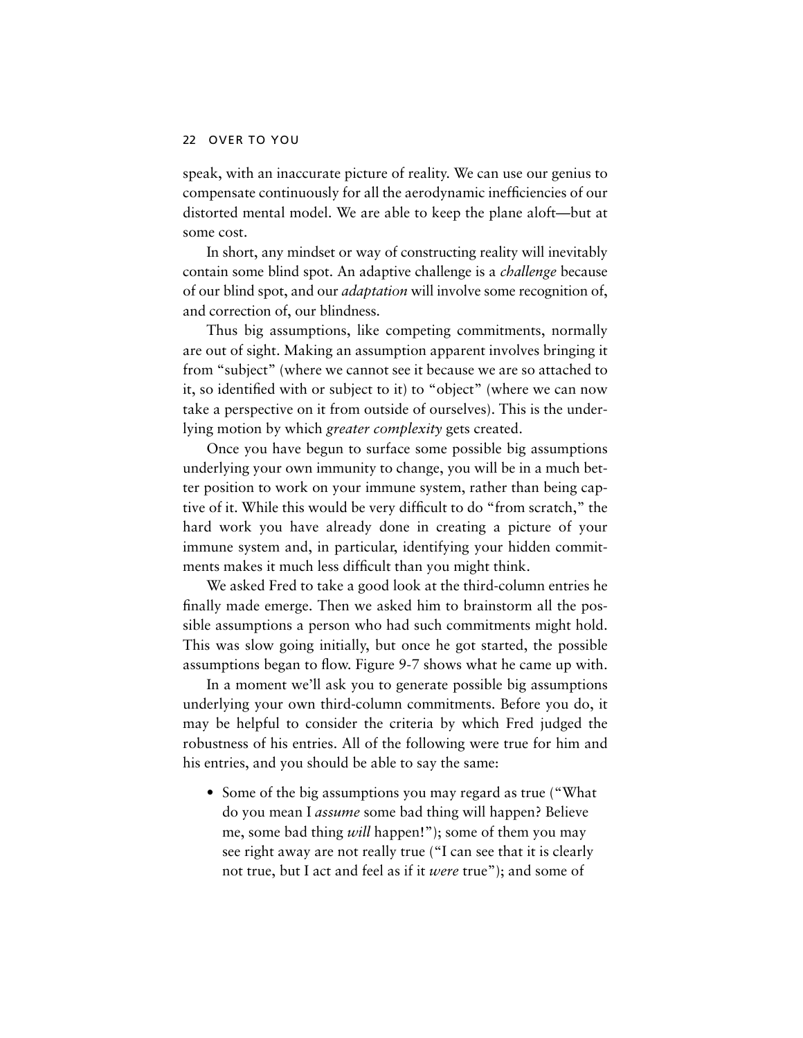speak, with an inaccurate picture of reality. We can use our genius to compensate continuously for all the aerodynamic inefficiencies of our distorted mental model. We are able to keep the plane aloft—but at some cost.

In short, any mindset or way of constructing reality will inevitably contain some blind spot. An adaptive challenge is a *challenge* because of our blind spot, and our *adaptation* will involve some recognition of, and correction of, our blindness.

Thus big assumptions, like competing commitments, normally are out of sight. Making an assumption apparent involves bringing it from "subject" (where we cannot see it because we are so attached to it, so identified with or subject to it) to "object" (where we can now take a perspective on it from outside of ourselves). This is the underlying motion by which *greater complexity* gets created.

Once you have begun to surface some possible big assumptions underlying your own immunity to change, you will be in a much better position to work on your immune system, rather than being captive of it. While this would be very difficult to do "from scratch," the hard work you have already done in creating a picture of your immune system and, in particular, identifying your hidden commitments makes it much less difficult than you might think.

We asked Fred to take a good look at the third-column entries he finally made emerge. Then we asked him to brainstorm all the possible assumptions a person who had such commitments might hold. This was slow going initially, but once he got started, the possible assumptions began to flow. Figure 9-7 shows what he came up with.

In a moment we'll ask you to generate possible big assumptions underlying your own third-column commitments. Before you do, it may be helpful to consider the criteria by which Fred judged the robustness of his entries. All of the following were true for him and his entries, and you should be able to say the same:

- Some of the big assumptions you may regard as true ("What do you mean I *assume* some bad thing will happen? Believe me, some bad thing *will* happen!"); some of them you may see right away are not really true ("I can see that it is clearly not true, but I act and feel as if it *were* true"); and some of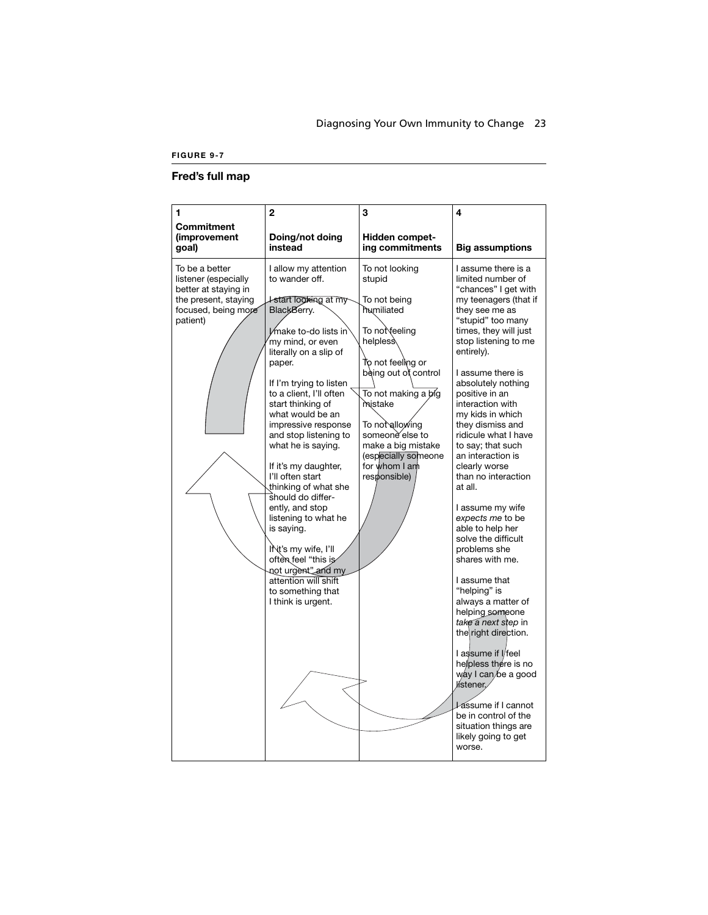**FIGURE 9-7**

**Fred's full map**

| 1<br>**Commitment (improvement goal)** | 2<br>**Doing/not doing instead** | 3<br>**Hidden competing commitments** | 4<br>**Big assumptions** |
|---|---|---|---|
| To be a better listener (especially better at staying in the present, staying focused, being more patient) | I allow my attention to wander off.<br><br>I start looking at my BlackBerry.<br><br>I make to-do lists in my mind, or even literally on a slip of paper.<br><br>If I'm trying to listen to a client, I'll often start thinking of what would be an impressive response and stop listening to what he is saying.<br><br>If it's my daughter, I'll often start thinking of what she should do differently, and stop listening to what he is saying.<br><br>If it's my wife, I'll often feel "this is not urgent" and my attention will shift to something that I think is urgent. | To not looking stupid<br><br>To not being humiliated<br><br>To not feeling helpless<br><br>To not feeling or being out of control<br><br>To not making a big mistake<br><br>To not allowing someone else to make a big mistake (especially someone for whom I am responsible) | I assume there is a limited number of "chances" I get with my teenagers (that if they see me as "stupid" too many times, they will just stop listening to me entirely).<br><br>I assume there is absolutely nothing positive in an interaction with my kids in which they dismiss and ridicule what I have to say; that such an interaction is clearly worse than no interaction at all.<br><br>I assume my wife *expects me* to be able to help her solve the difficult problems she shares with me.<br><br>I assume that "helping" is always a matter of helping someone *take a next step* in the right direction.<br><br>I assume if I feel helpless there is no way I can be a good listener.<br><br>I assume if I cannot be in control of the situation things are likely going to get worse. |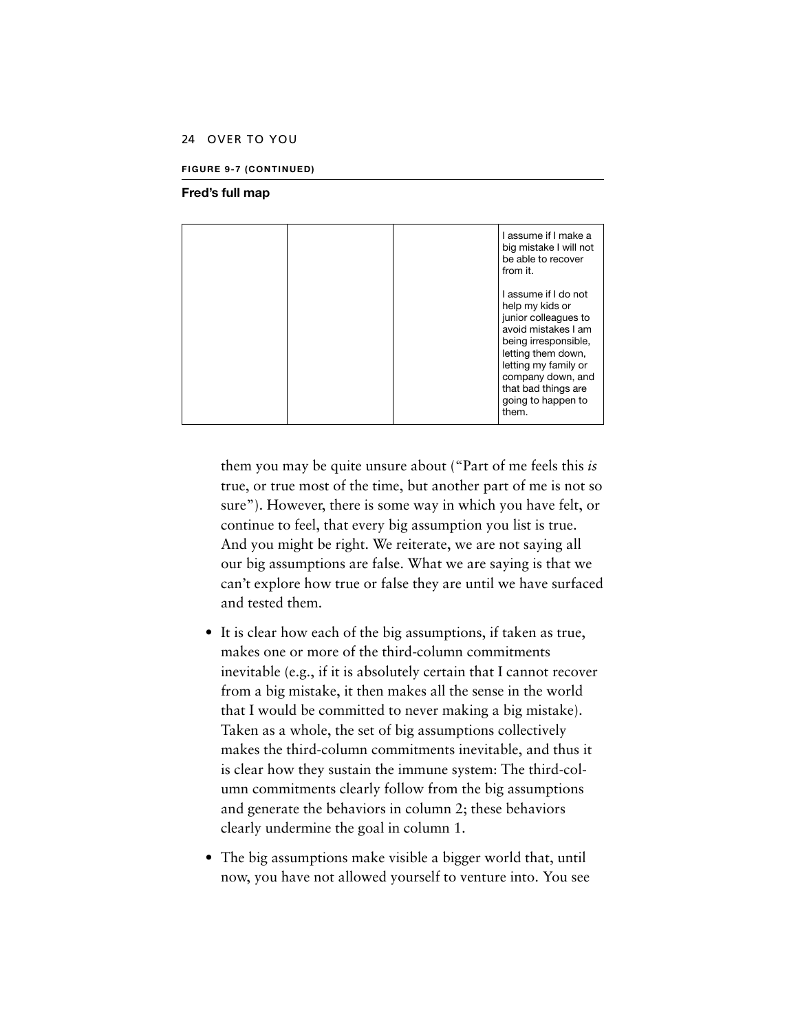**FIGURE 9-7 (CONTINUED)**

**Fred's full map**

| | | | |
|---|---|---|---|
| | | | I assume if I make a big mistake I will not be able to recover from it.<br><br>I assume if I do not help my kids or junior colleagues to avoid mistakes I am being irresponsible, letting them down, letting my family or company down, and that bad things are going to happen to them. |

them you may be quite unsure about ("Part of me feels this *is* true, or true most of the time, but another part of me is not so sure"). However, there is some way in which you have felt, or continue to feel, that every big assumption you list is true. And you might be right. We reiterate, we are not saying all our big assumptions are false. What we are saying is that we can't explore how true or false they are until we have surfaced and tested them.

- It is clear how each of the big assumptions, if taken as true, makes one or more of the third-column commitments inevitable (e.g., if it is absolutely certain that I cannot recover from a big mistake, it then makes all the sense in the world that I would be committed to never making a big mistake). Taken as a whole, the set of big assumptions collectively makes the third-column commitments inevitable, and thus it is clear how they sustain the immune system: The third-column commitments clearly follow from the big assumptions and generate the behaviors in column 2; these behaviors clearly undermine the goal in column 1.
- The big assumptions make visible a bigger world that, until now, you have not allowed yourself to venture into. You see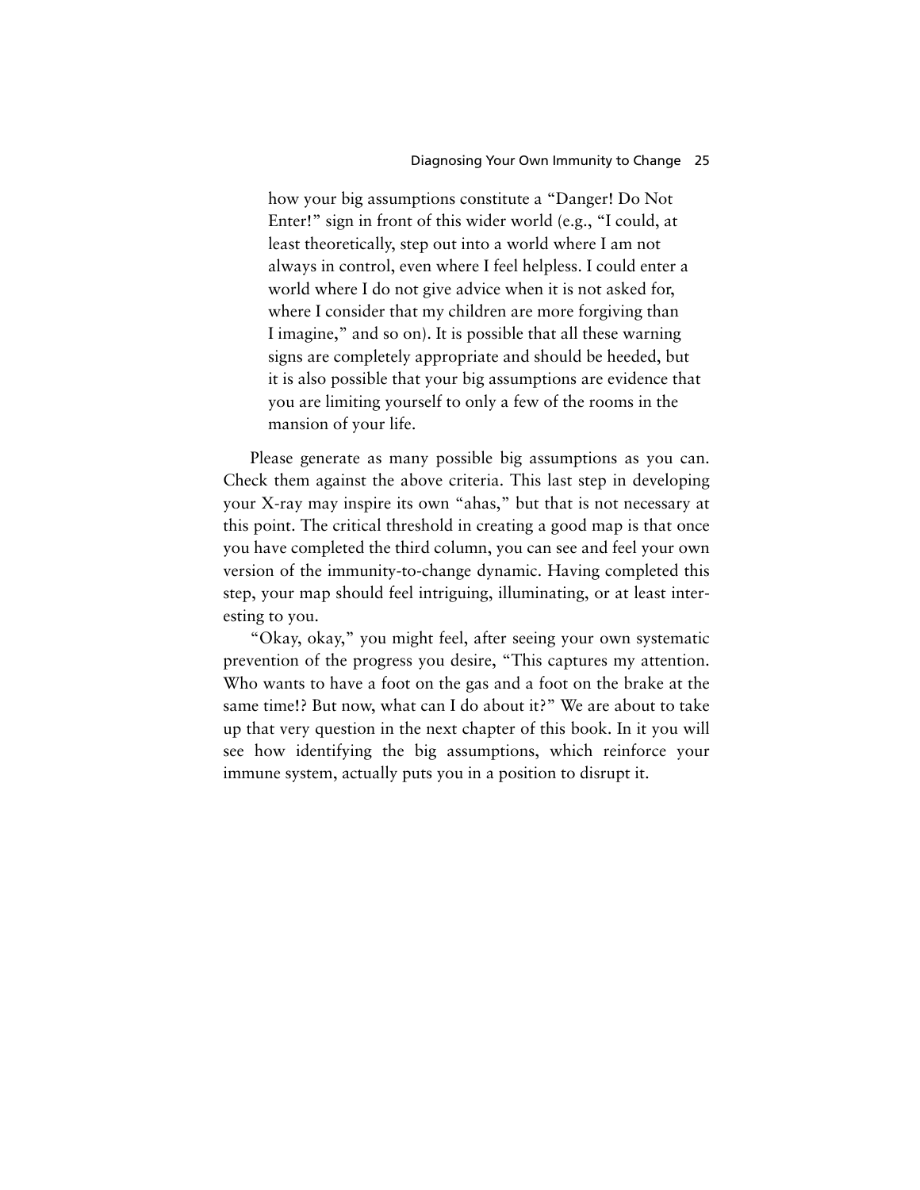how your big assumptions constitute a "Danger! Do Not Enter!" sign in front of this wider world (e.g., "I could, at least theoretically, step out into a world where I am not always in control, even where I feel helpless. I could enter a world where I do not give advice when it is not asked for, where I consider that my children are more forgiving than I imagine," and so on). It is possible that all these warning signs are completely appropriate and should be heeded, but it is also possible that your big assumptions are evidence that you are limiting yourself to only a few of the rooms in the mansion of your life.

Please generate as many possible big assumptions as you can. Check them against the above criteria. This last step in developing your X-ray may inspire its own "ahas," but that is not necessary at this point. The critical threshold in creating a good map is that once you have completed the third column, you can see and feel your own version of the immunity-to-change dynamic. Having completed this step, your map should feel intriguing, illuminating, or at least interesting to you.

"Okay, okay," you might feel, after seeing your own systematic prevention of the progress you desire, "This captures my attention. Who wants to have a foot on the gas and a foot on the brake at the same time!? But now, what can I do about it?" We are about to take up that very question in the next chapter of this book. In it you will see how identifying the big assumptions, which reinforce your immune system, actually puts you in a position to disrupt it.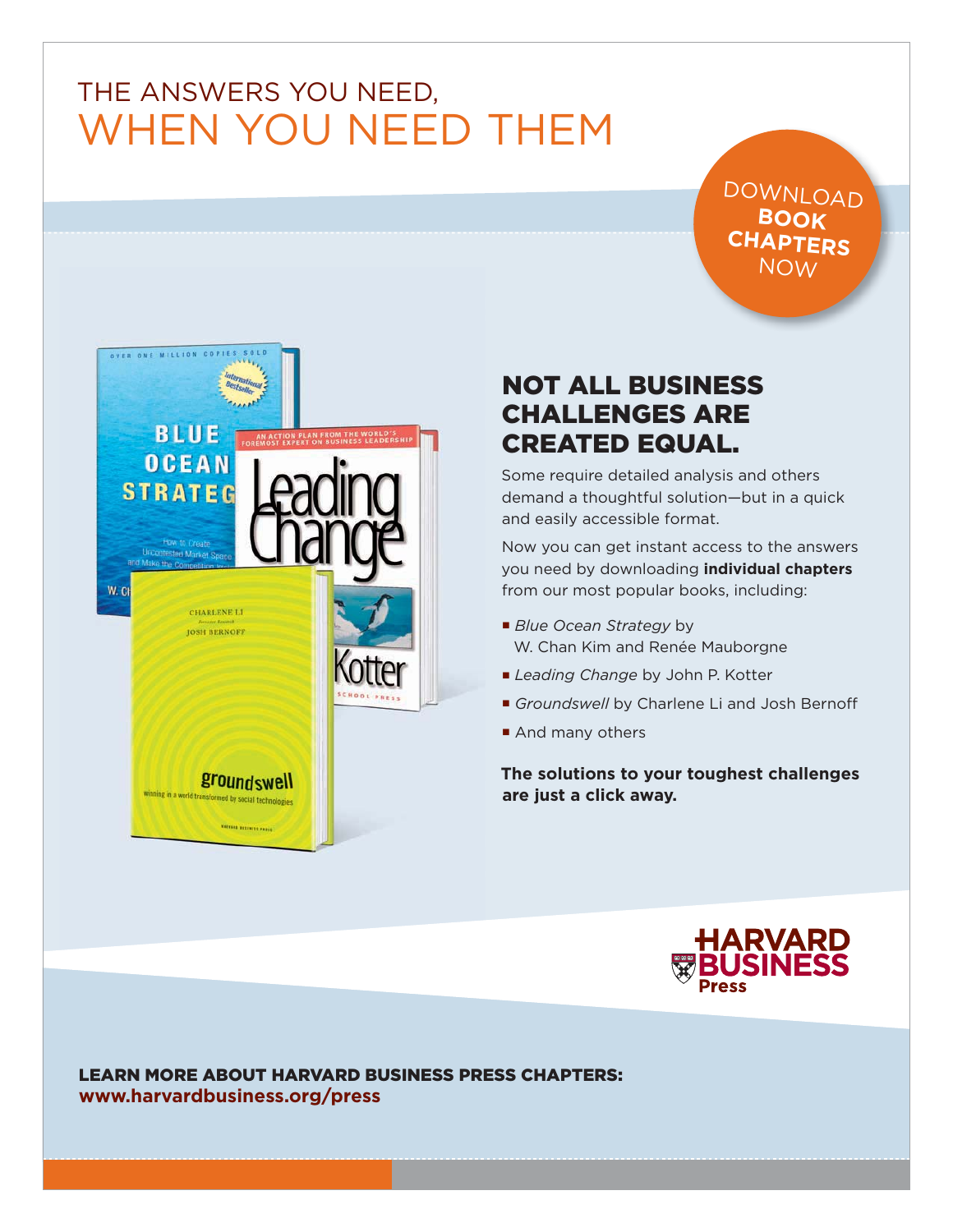# THE ANSWERS YOU NEED, WHEN YOU NEED THEM

DOWNLOAD **BOOK CHAPTERS** NOW

## NOT ALL BUSINESS CHALLENGES ARE CREATED EQUAL.

Some require detailed analysis and others demand a thoughtful solution—but in a quick and easily accessible format.

Now you can get instant access to the answers you need by downloading **individual chapters** from our most popular books, including:

- *Blue Ocean Strategy* by W. Chan Kim and Renée Mauborgne
- *Leading Change* by John P. Kotter
- *Groundswell* by Charlene Li and Josh Bernoff
- And many others

**The solutions to your toughest challenges are just a click away.**

HARVARD BUSINESS Press

**LEARN MORE ABOUT HARVARD BUSINESS PRESS CHAPTERS:**
**www.harvardbusiness.org/press**